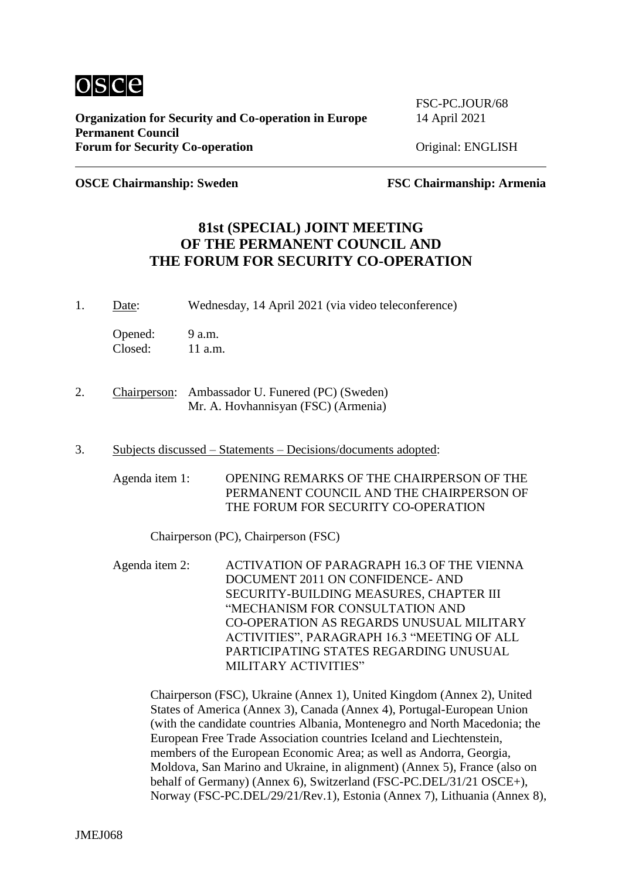osce

**Organization for Security and Co-operation in Europe**
**Permanent Council**
**Forum for Security Co-operation**

FSC-PC.JOUR/68
14 April 2021

Original: ENGLISH

**OSCE Chairmanship: Sweden** **FSC Chairmanship: Armenia**

# 81st (SPECIAL) JOINT MEETING OF THE PERMANENT COUNCIL AND THE FORUM FOR SECURITY CO-OPERATION

1. Date: Wednesday, 14 April 2021 (via video teleconference)

   Opened: 9 a.m.
   Closed: 11 a.m.

2. Chairperson: Ambassador U. Funered (PC) (Sweden)
   Mr. A. Hovhannisyan (FSC) (Armenia)

3. Subjects discussed – Statements – Decisions/documents adopted:

   Agenda item 1: OPENING REMARKS OF THE CHAIRPERSON OF THE PERMANENT COUNCIL AND THE CHAIRPERSON OF THE FORUM FOR SECURITY CO-OPERATION

   Chairperson (PC), Chairperson (FSC)

   Agenda item 2: ACTIVATION OF PARAGRAPH 16.3 OF THE VIENNA DOCUMENT 2011 ON CONFIDENCE- AND SECURITY-BUILDING MEASURES, CHAPTER III "MECHANISM FOR CONSULTATION AND CO-OPERATION AS REGARDS UNUSUAL MILITARY ACTIVITIES", PARAGRAPH 16.3 "MEETING OF ALL PARTICIPATING STATES REGARDING UNUSUAL MILITARY ACTIVITIES"

   Chairperson (FSC), Ukraine (Annex 1), United Kingdom (Annex 2), United States of America (Annex 3), Canada (Annex 4), Portugal-European Union (with the candidate countries Albania, Montenegro and North Macedonia; the European Free Trade Association countries Iceland and Liechtenstein, members of the European Economic Area; as well as Andorra, Georgia, Moldova, San Marino and Ukraine, in alignment) (Annex 5), France (also on behalf of Germany) (Annex 6), Switzerland (FSC-PC.DEL/31/21 OSCE+), Norway (FSC-PC.DEL/29/21/Rev.1), Estonia (Annex 7), Lithuania (Annex 8),

JMEJ068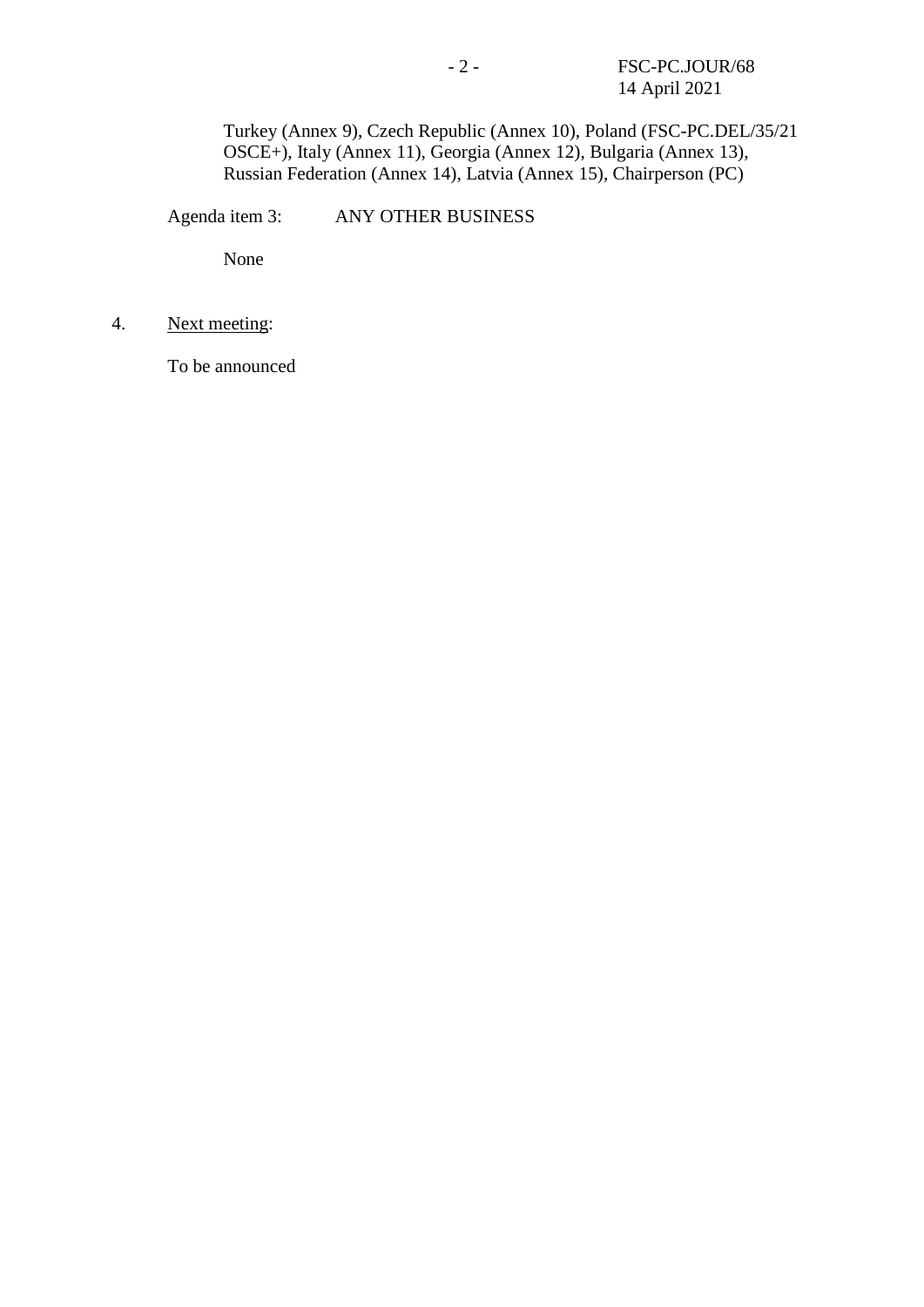Turkey (Annex 9), Czech Republic (Annex 10), Poland (FSC-PC.DEL/35/21 OSCE+), Italy (Annex 11), Georgia (Annex 12), Bulgaria (Annex 13), Russian Federation (Annex 14), Latvia (Annex 15), Chairperson (PC)

Agenda item 3: ANY OTHER BUSINESS

None

4. Next meeting:

To be announced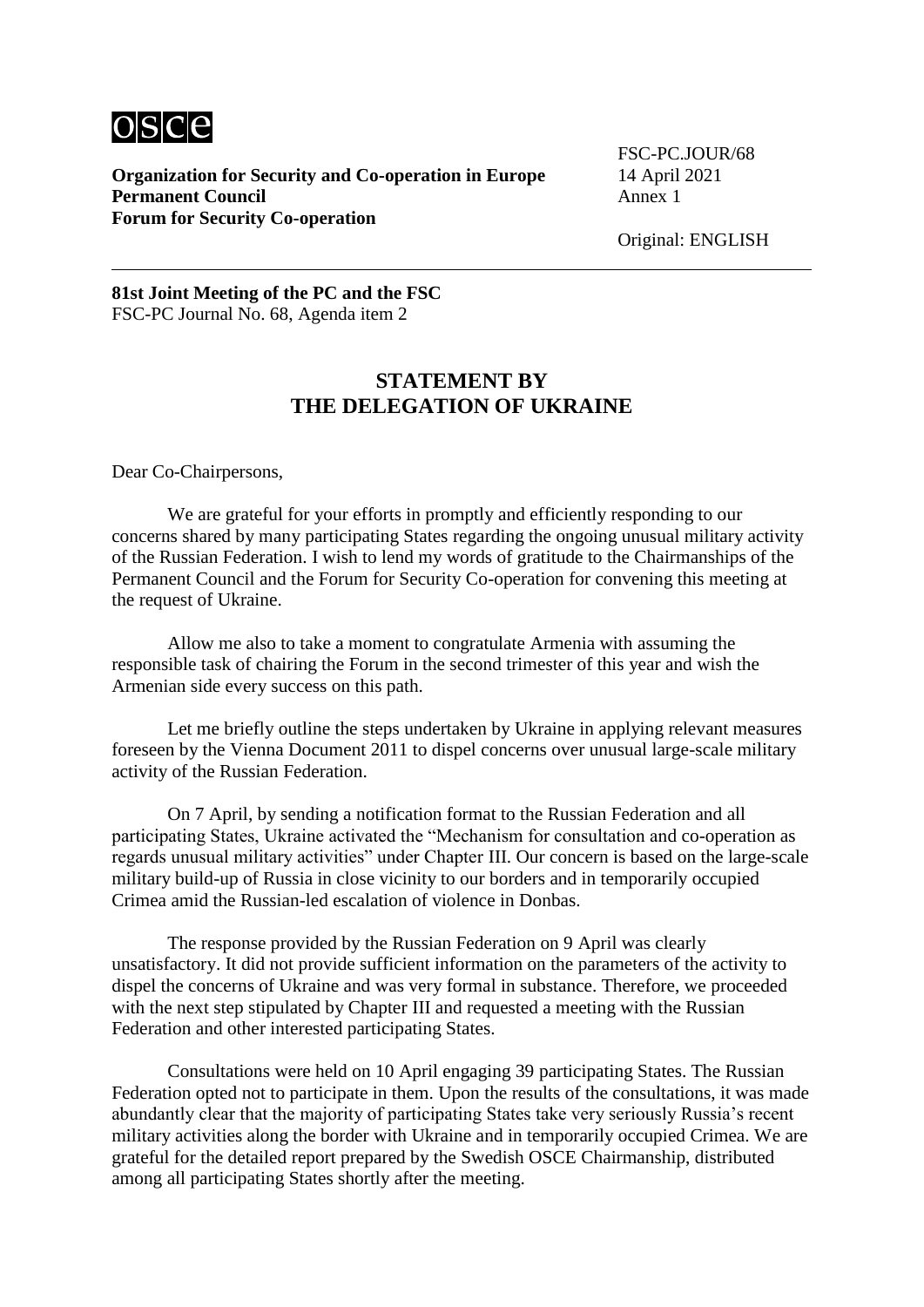**Organization for Security and Co-operation in Europe**
**Permanent Council**
**Forum for Security Co-operation**

FSC-PC.JOUR/68
14 April 2021
Annex 1

Original: ENGLISH

---

**81st Joint Meeting of the PC and the FSC**
FSC-PC Journal No. 68, Agenda item 2

## STATEMENT BY THE DELEGATION OF UKRAINE

Dear Co-Chairpersons,

We are grateful for your efforts in promptly and efficiently responding to our concerns shared by many participating States regarding the ongoing unusual military activity of the Russian Federation. I wish to lend my words of gratitude to the Chairmanships of the Permanent Council and the Forum for Security Co-operation for convening this meeting at the request of Ukraine.

Allow me also to take a moment to congratulate Armenia with assuming the responsible task of chairing the Forum in the second trimester of this year and wish the Armenian side every success on this path.

Let me briefly outline the steps undertaken by Ukraine in applying relevant measures foreseen by the Vienna Document 2011 to dispel concerns over unusual large-scale military activity of the Russian Federation.

On 7 April, by sending a notification format to the Russian Federation and all participating States, Ukraine activated the "Mechanism for consultation and co-operation as regards unusual military activities" under Chapter III. Our concern is based on the large-scale military build-up of Russia in close vicinity to our borders and in temporarily occupied Crimea amid the Russian-led escalation of violence in Donbas.

The response provided by the Russian Federation on 9 April was clearly unsatisfactory. It did not provide sufficient information on the parameters of the activity to dispel the concerns of Ukraine and was very formal in substance. Therefore, we proceeded with the next step stipulated by Chapter III and requested a meeting with the Russian Federation and other interested participating States.

Consultations were held on 10 April engaging 39 participating States. The Russian Federation opted not to participate in them. Upon the results of the consultations, it was made abundantly clear that the majority of participating States take very seriously Russia's recent military activities along the border with Ukraine and in temporarily occupied Crimea. We are grateful for the detailed report prepared by the Swedish OSCE Chairmanship, distributed among all participating States shortly after the meeting.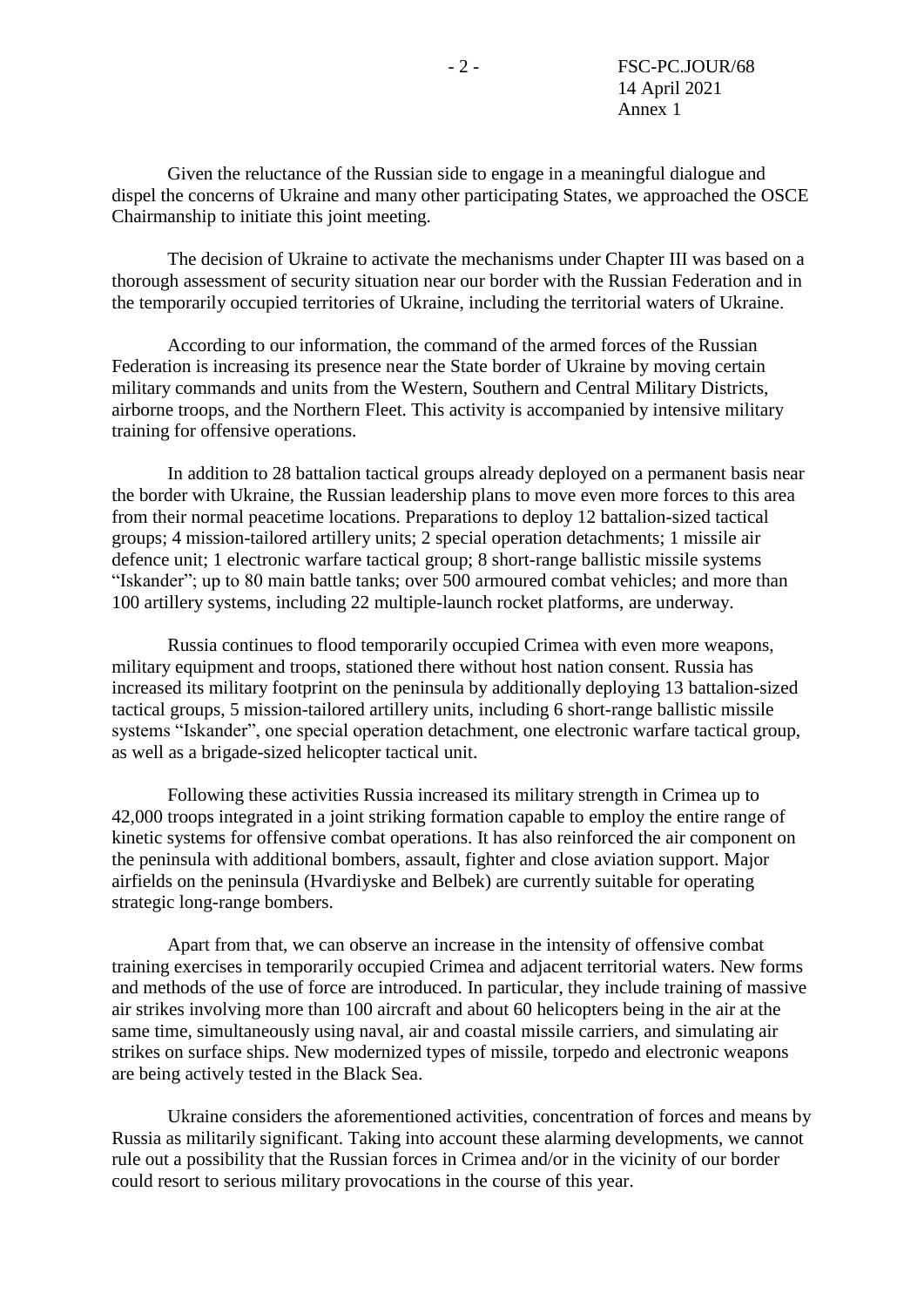Given the reluctance of the Russian side to engage in a meaningful dialogue and dispel the concerns of Ukraine and many other participating States, we approached the OSCE Chairmanship to initiate this joint meeting.

The decision of Ukraine to activate the mechanisms under Chapter III was based on a thorough assessment of security situation near our border with the Russian Federation and in the temporarily occupied territories of Ukraine, including the territorial waters of Ukraine.

According to our information, the command of the armed forces of the Russian Federation is increasing its presence near the State border of Ukraine by moving certain military commands and units from the Western, Southern and Central Military Districts, airborne troops, and the Northern Fleet. This activity is accompanied by intensive military training for offensive operations.

In addition to 28 battalion tactical groups already deployed on a permanent basis near the border with Ukraine, the Russian leadership plans to move even more forces to this area from their normal peacetime locations. Preparations to deploy 12 battalion-sized tactical groups; 4 mission-tailored artillery units; 2 special operation detachments; 1 missile air defence unit; 1 electronic warfare tactical group; 8 short-range ballistic missile systems "Iskander"; up to 80 main battle tanks; over 500 armoured combat vehicles; and more than 100 artillery systems, including 22 multiple-launch rocket platforms, are underway.

Russia continues to flood temporarily occupied Crimea with even more weapons, military equipment and troops, stationed there without host nation consent. Russia has increased its military footprint on the peninsula by additionally deploying 13 battalion-sized tactical groups, 5 mission-tailored artillery units, including 6 short-range ballistic missile systems "Iskander", one special operation detachment, one electronic warfare tactical group, as well as a brigade-sized helicopter tactical unit.

Following these activities Russia increased its military strength in Crimea up to 42,000 troops integrated in a joint striking formation capable to employ the entire range of kinetic systems for offensive combat operations. It has also reinforced the air component on the peninsula with additional bombers, assault, fighter and close aviation support. Major airfields on the peninsula (Hvardiyske and Belbek) are currently suitable for operating strategic long-range bombers.

Apart from that, we can observe an increase in the intensity of offensive combat training exercises in temporarily occupied Crimea and adjacent territorial waters. New forms and methods of the use of force are introduced. In particular, they include training of massive air strikes involving more than 100 aircraft and about 60 helicopters being in the air at the same time, simultaneously using naval, air and coastal missile carriers, and simulating air strikes on surface ships. New modernized types of missile, torpedo and electronic weapons are being actively tested in the Black Sea.

Ukraine considers the aforementioned activities, concentration of forces and means by Russia as militarily significant. Taking into account these alarming developments, we cannot rule out a possibility that the Russian forces in Crimea and/or in the vicinity of our border could resort to serious military provocations in the course of this year.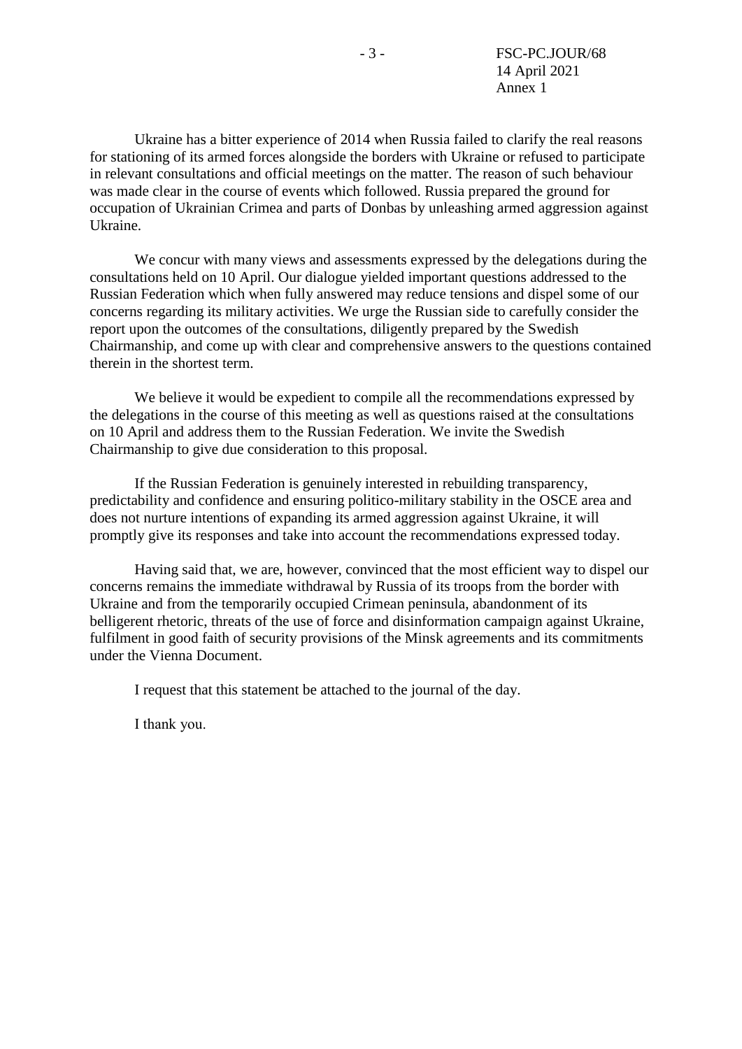Ukraine has a bitter experience of 2014 when Russia failed to clarify the real reasons for stationing of its armed forces alongside the borders with Ukraine or refused to participate in relevant consultations and official meetings on the matter. The reason of such behaviour was made clear in the course of events which followed. Russia prepared the ground for occupation of Ukrainian Crimea and parts of Donbas by unleashing armed aggression against Ukraine.

We concur with many views and assessments expressed by the delegations during the consultations held on 10 April. Our dialogue yielded important questions addressed to the Russian Federation which when fully answered may reduce tensions and dispel some of our concerns regarding its military activities. We urge the Russian side to carefully consider the report upon the outcomes of the consultations, diligently prepared by the Swedish Chairmanship, and come up with clear and comprehensive answers to the questions contained therein in the shortest term.

We believe it would be expedient to compile all the recommendations expressed by the delegations in the course of this meeting as well as questions raised at the consultations on 10 April and address them to the Russian Federation. We invite the Swedish Chairmanship to give due consideration to this proposal.

If the Russian Federation is genuinely interested in rebuilding transparency, predictability and confidence and ensuring politico-military stability in the OSCE area and does not nurture intentions of expanding its armed aggression against Ukraine, it will promptly give its responses and take into account the recommendations expressed today.

Having said that, we are, however, convinced that the most efficient way to dispel our concerns remains the immediate withdrawal by Russia of its troops from the border with Ukraine and from the temporarily occupied Crimean peninsula, abandonment of its belligerent rhetoric, threats of the use of force and disinformation campaign against Ukraine, fulfilment in good faith of security provisions of the Minsk agreements and its commitments under the Vienna Document.

I request that this statement be attached to the journal of the day.

I thank you.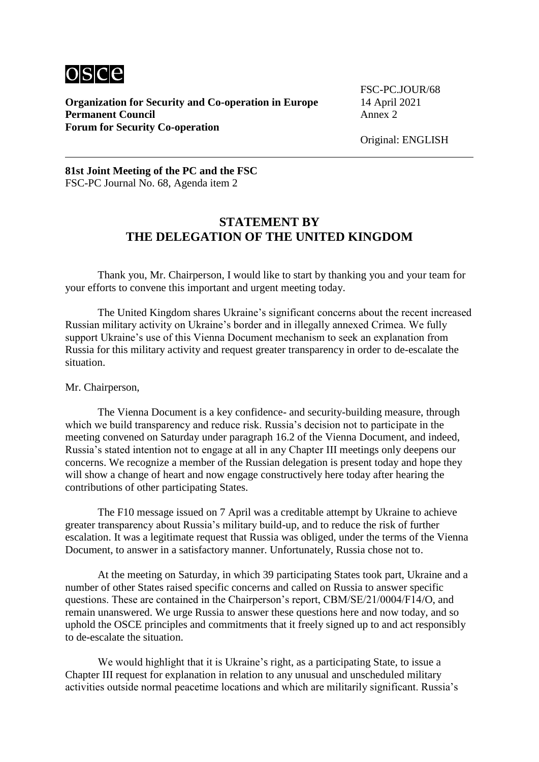**Organization for Security and Co-operation in Europe**
**Permanent Council**
**Forum for Security Co-operation**

FSC-PC.JOUR/68
14 April 2021
Annex 2

Original: ENGLISH

**81st Joint Meeting of the PC and the FSC**
FSC-PC Journal No. 68, Agenda item 2

## STATEMENT BY THE DELEGATION OF THE UNITED KINGDOM

Thank you, Mr. Chairperson, I would like to start by thanking you and your team for your efforts to convene this important and urgent meeting today.

The United Kingdom shares Ukraine's significant concerns about the recent increased Russian military activity on Ukraine's border and in illegally annexed Crimea. We fully support Ukraine's use of this Vienna Document mechanism to seek an explanation from Russia for this military activity and request greater transparency in order to de-escalate the situation.

Mr. Chairperson,

The Vienna Document is a key confidence- and security-building measure, through which we build transparency and reduce risk. Russia's decision not to participate in the meeting convened on Saturday under paragraph 16.2 of the Vienna Document, and indeed, Russia's stated intention not to engage at all in any Chapter III meetings only deepens our concerns. We recognize a member of the Russian delegation is present today and hope they will show a change of heart and now engage constructively here today after hearing the contributions of other participating States.

The F10 message issued on 7 April was a creditable attempt by Ukraine to achieve greater transparency about Russia's military build-up, and to reduce the risk of further escalation. It was a legitimate request that Russia was obliged, under the terms of the Vienna Document, to answer in a satisfactory manner. Unfortunately, Russia chose not to.

At the meeting on Saturday, in which 39 participating States took part, Ukraine and a number of other States raised specific concerns and called on Russia to answer specific questions. These are contained in the Chairperson's report, CBM/SE/21/0004/F14/O, and remain unanswered. We urge Russia to answer these questions here and now today, and so uphold the OSCE principles and commitments that it freely signed up to and act responsibly to de-escalate the situation.

We would highlight that it is Ukraine's right, as a participating State, to issue a Chapter III request for explanation in relation to any unusual and unscheduled military activities outside normal peacetime locations and which are militarily significant. Russia's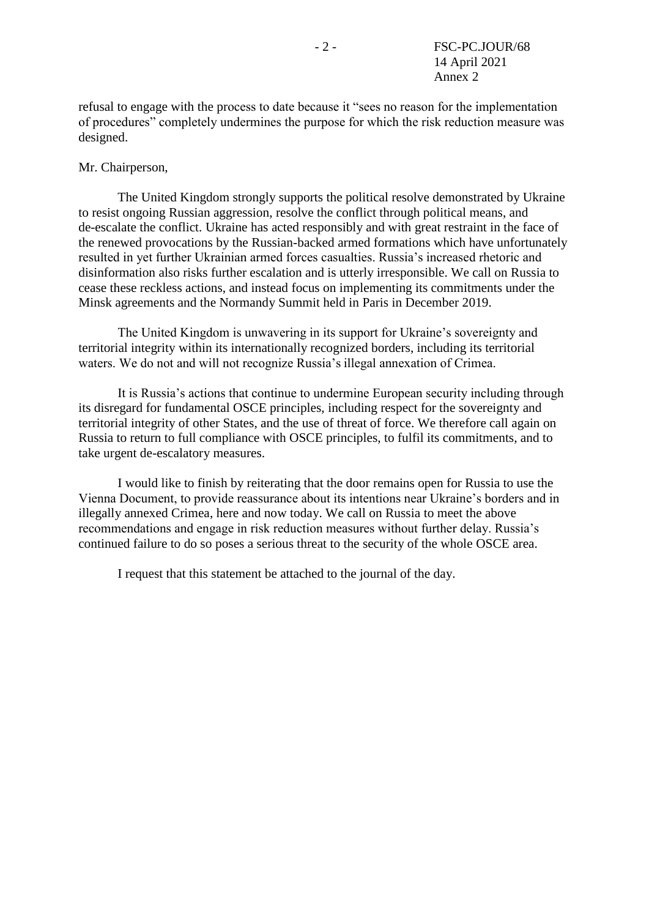refusal to engage with the process to date because it "sees no reason for the implementation of procedures" completely undermines the purpose for which the risk reduction measure was designed.

Mr. Chairperson,

The United Kingdom strongly supports the political resolve demonstrated by Ukraine to resist ongoing Russian aggression, resolve the conflict through political means, and de-escalate the conflict. Ukraine has acted responsibly and with great restraint in the face of the renewed provocations by the Russian-backed armed formations which have unfortunately resulted in yet further Ukrainian armed forces casualties. Russia's increased rhetoric and disinformation also risks further escalation and is utterly irresponsible. We call on Russia to cease these reckless actions, and instead focus on implementing its commitments under the Minsk agreements and the Normandy Summit held in Paris in December 2019.

The United Kingdom is unwavering in its support for Ukraine's sovereignty and territorial integrity within its internationally recognized borders, including its territorial waters. We do not and will not recognize Russia's illegal annexation of Crimea.

It is Russia's actions that continue to undermine European security including through its disregard for fundamental OSCE principles, including respect for the sovereignty and territorial integrity of other States, and the use of threat of force. We therefore call again on Russia to return to full compliance with OSCE principles, to fulfil its commitments, and to take urgent de-escalatory measures.

I would like to finish by reiterating that the door remains open for Russia to use the Vienna Document, to provide reassurance about its intentions near Ukraine's borders and in illegally annexed Crimea, here and now today. We call on Russia to meet the above recommendations and engage in risk reduction measures without further delay. Russia's continued failure to do so poses a serious threat to the security of the whole OSCE area.

I request that this statement be attached to the journal of the day.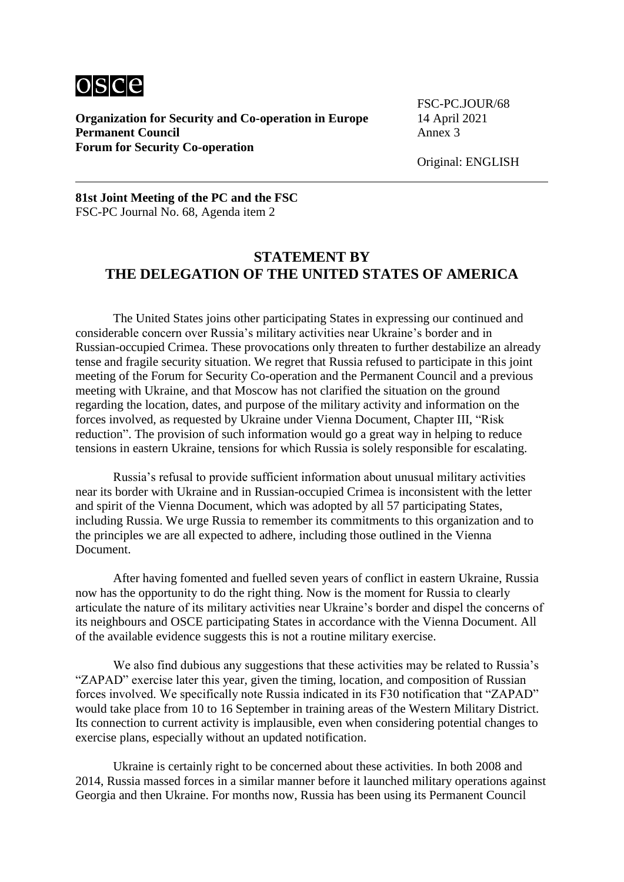osce

**Organization for Security and Co-operation in Europe**
**Permanent Council**
**Forum for Security Co-operation**

FSC-PC.JOUR/68
14 April 2021
Annex 3

Original: ENGLISH

**81st Joint Meeting of the PC and the FSC**
FSC-PC Journal No. 68, Agenda item 2

## STATEMENT BY THE DELEGATION OF THE UNITED STATES OF AMERICA

The United States joins other participating States in expressing our continued and considerable concern over Russia's military activities near Ukraine's border and in Russian-occupied Crimea. These provocations only threaten to further destabilize an already tense and fragile security situation. We regret that Russia refused to participate in this joint meeting of the Forum for Security Co-operation and the Permanent Council and a previous meeting with Ukraine, and that Moscow has not clarified the situation on the ground regarding the location, dates, and purpose of the military activity and information on the forces involved, as requested by Ukraine under Vienna Document, Chapter III, "Risk reduction". The provision of such information would go a great way in helping to reduce tensions in eastern Ukraine, tensions for which Russia is solely responsible for escalating.

Russia's refusal to provide sufficient information about unusual military activities near its border with Ukraine and in Russian-occupied Crimea is inconsistent with the letter and spirit of the Vienna Document, which was adopted by all 57 participating States, including Russia. We urge Russia to remember its commitments to this organization and to the principles we are all expected to adhere, including those outlined in the Vienna Document.

After having fomented and fuelled seven years of conflict in eastern Ukraine, Russia now has the opportunity to do the right thing. Now is the moment for Russia to clearly articulate the nature of its military activities near Ukraine's border and dispel the concerns of its neighbours and OSCE participating States in accordance with the Vienna Document. All of the available evidence suggests this is not a routine military exercise.

We also find dubious any suggestions that these activities may be related to Russia's "ZAPAD" exercise later this year, given the timing, location, and composition of Russian forces involved. We specifically note Russia indicated in its F30 notification that "ZAPAD" would take place from 10 to 16 September in training areas of the Western Military District. Its connection to current activity is implausible, even when considering potential changes to exercise plans, especially without an updated notification.

Ukraine is certainly right to be concerned about these activities. In both 2008 and 2014, Russia massed forces in a similar manner before it launched military operations against Georgia and then Ukraine. For months now, Russia has been using its Permanent Council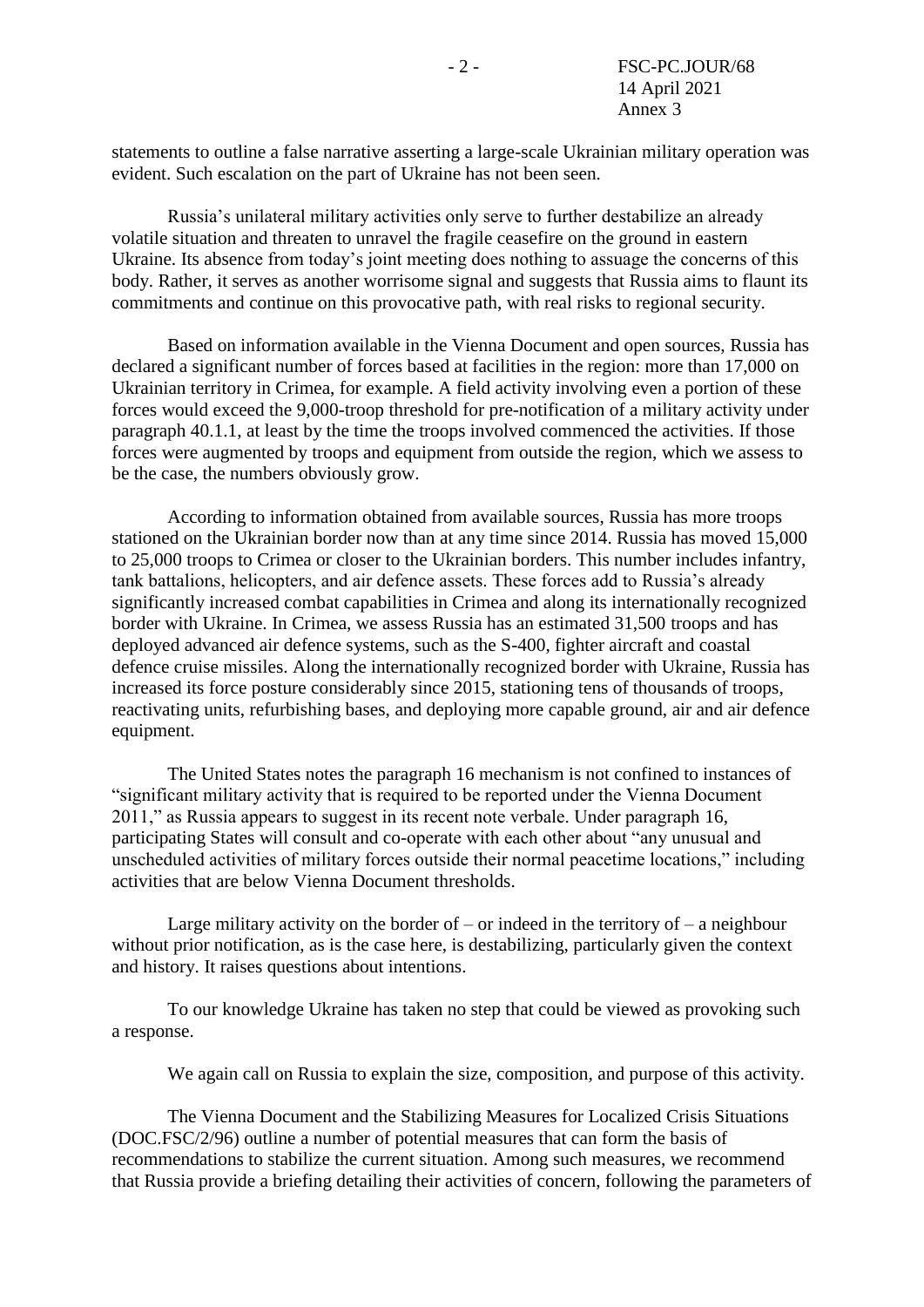statements to outline a false narrative asserting a large-scale Ukrainian military operation was evident. Such escalation on the part of Ukraine has not been seen.

Russia's unilateral military activities only serve to further destabilize an already volatile situation and threaten to unravel the fragile ceasefire on the ground in eastern Ukraine. Its absence from today's joint meeting does nothing to assuage the concerns of this body. Rather, it serves as another worrisome signal and suggests that Russia aims to flaunt its commitments and continue on this provocative path, with real risks to regional security.

Based on information available in the Vienna Document and open sources, Russia has declared a significant number of forces based at facilities in the region: more than 17,000 on Ukrainian territory in Crimea, for example. A field activity involving even a portion of these forces would exceed the 9,000-troop threshold for pre-notification of a military activity under paragraph 40.1.1, at least by the time the troops involved commenced the activities. If those forces were augmented by troops and equipment from outside the region, which we assess to be the case, the numbers obviously grow.

According to information obtained from available sources, Russia has more troops stationed on the Ukrainian border now than at any time since 2014. Russia has moved 15,000 to 25,000 troops to Crimea or closer to the Ukrainian borders. This number includes infantry, tank battalions, helicopters, and air defence assets. These forces add to Russia's already significantly increased combat capabilities in Crimea and along its internationally recognized border with Ukraine. In Crimea, we assess Russia has an estimated 31,500 troops and has deployed advanced air defence systems, such as the S-400, fighter aircraft and coastal defence cruise missiles. Along the internationally recognized border with Ukraine, Russia has increased its force posture considerably since 2015, stationing tens of thousands of troops, reactivating units, refurbishing bases, and deploying more capable ground, air and air defence equipment.

The United States notes the paragraph 16 mechanism is not confined to instances of "significant military activity that is required to be reported under the Vienna Document 2011," as Russia appears to suggest in its recent note verbale. Under paragraph 16, participating States will consult and co-operate with each other about "any unusual and unscheduled activities of military forces outside their normal peacetime locations," including activities that are below Vienna Document thresholds.

Large military activity on the border of – or indeed in the territory of – a neighbour without prior notification, as is the case here, is destabilizing, particularly given the context and history. It raises questions about intentions.

To our knowledge Ukraine has taken no step that could be viewed as provoking such a response.

We again call on Russia to explain the size, composition, and purpose of this activity.

The Vienna Document and the Stabilizing Measures for Localized Crisis Situations (DOC.FSC/2/96) outline a number of potential measures that can form the basis of recommendations to stabilize the current situation. Among such measures, we recommend that Russia provide a briefing detailing their activities of concern, following the parameters of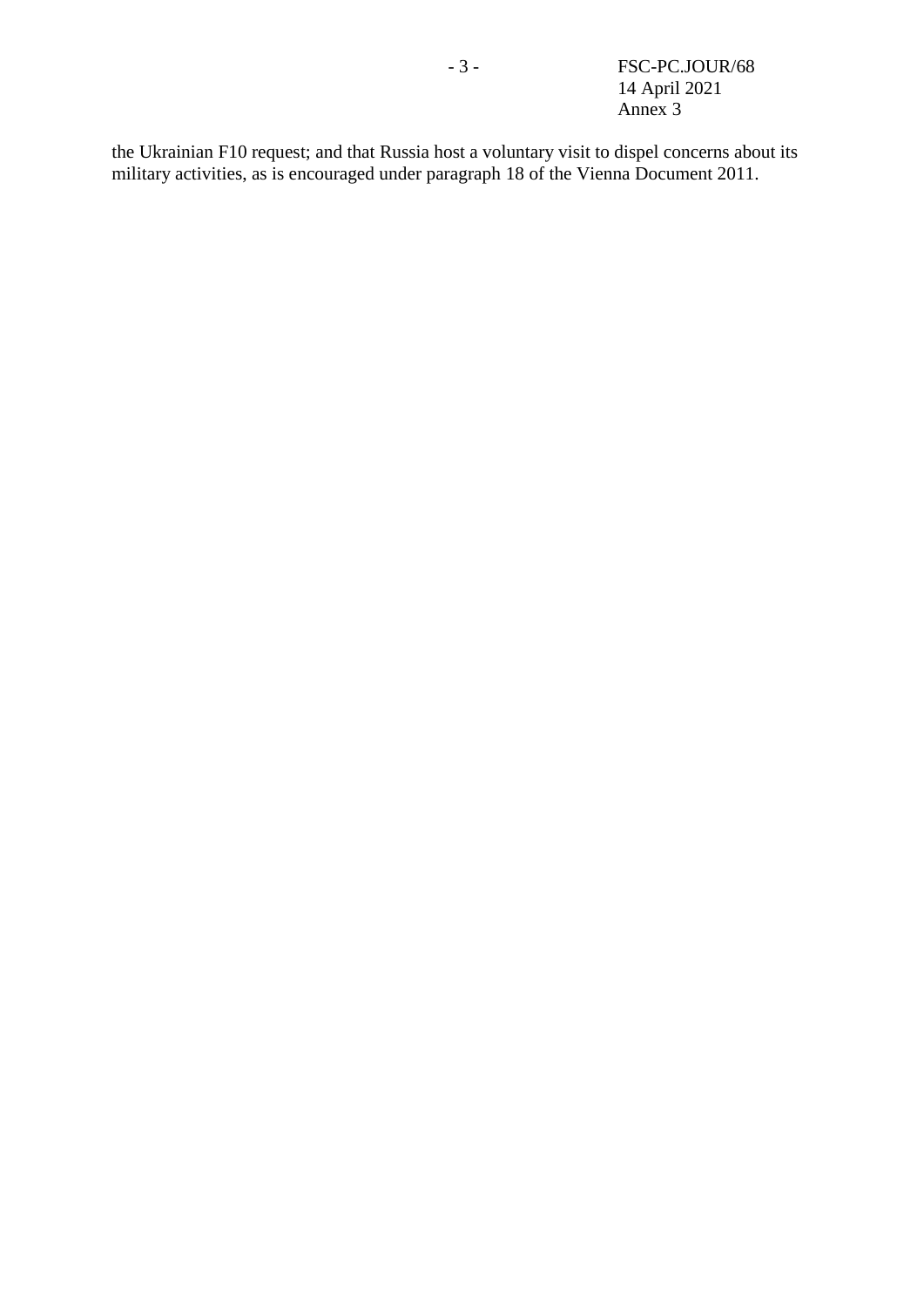the Ukrainian F10 request; and that Russia host a voluntary visit to dispel concerns about its military activities, as is encouraged under paragraph 18 of the Vienna Document 2011.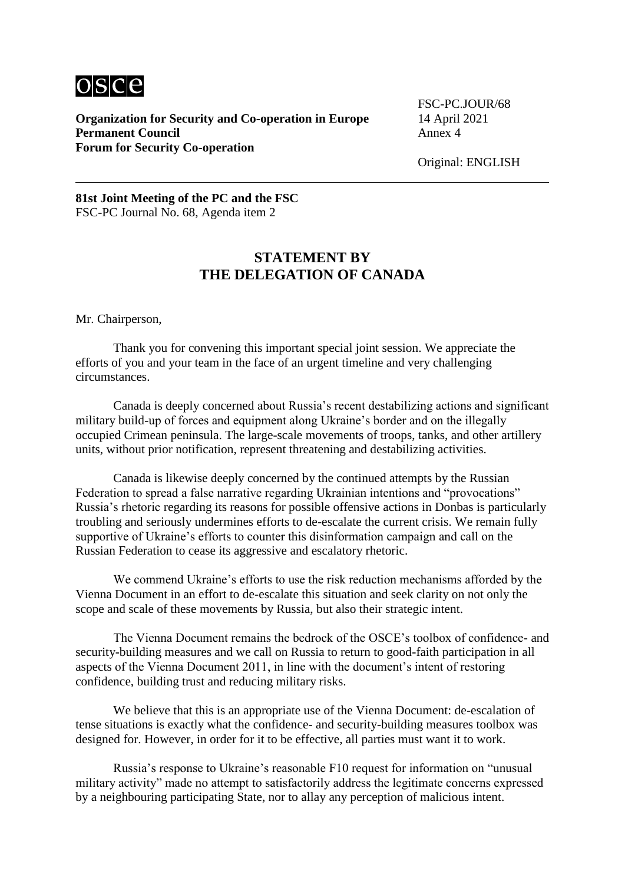**Organization for Security and Co-operation in Europe**
**Permanent Council**
**Forum for Security Co-operation**

FSC-PC.JOUR/68
14 April 2021
Annex 4

Original: ENGLISH

---

**81st Joint Meeting of the PC and the FSC**
FSC-PC Journal No. 68, Agenda item 2

## STATEMENT BY THE DELEGATION OF CANADA

Mr. Chairperson,

Thank you for convening this important special joint session. We appreciate the efforts of you and your team in the face of an urgent timeline and very challenging circumstances.

Canada is deeply concerned about Russia's recent destabilizing actions and significant military build-up of forces and equipment along Ukraine's border and on the illegally occupied Crimean peninsula. The large-scale movements of troops, tanks, and other artillery units, without prior notification, represent threatening and destabilizing activities.

Canada is likewise deeply concerned by the continued attempts by the Russian Federation to spread a false narrative regarding Ukrainian intentions and "provocations" Russia's rhetoric regarding its reasons for possible offensive actions in Donbas is particularly troubling and seriously undermines efforts to de-escalate the current crisis. We remain fully supportive of Ukraine's efforts to counter this disinformation campaign and call on the Russian Federation to cease its aggressive and escalatory rhetoric.

We commend Ukraine's efforts to use the risk reduction mechanisms afforded by the Vienna Document in an effort to de-escalate this situation and seek clarity on not only the scope and scale of these movements by Russia, but also their strategic intent.

The Vienna Document remains the bedrock of the OSCE's toolbox of confidence- and security-building measures and we call on Russia to return to good-faith participation in all aspects of the Vienna Document 2011, in line with the document's intent of restoring confidence, building trust and reducing military risks.

We believe that this is an appropriate use of the Vienna Document: de-escalation of tense situations is exactly what the confidence- and security-building measures toolbox was designed for. However, in order for it to be effective, all parties must want it to work.

Russia's response to Ukraine's reasonable F10 request for information on "unusual military activity" made no attempt to satisfactorily address the legitimate concerns expressed by a neighbouring participating State, nor to allay any perception of malicious intent.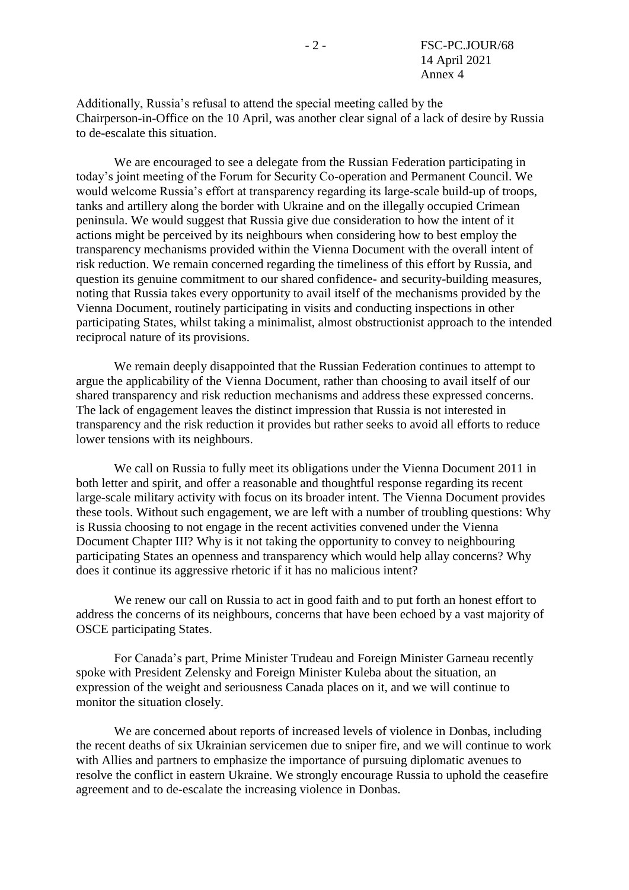Additionally, Russia's refusal to attend the special meeting called by the Chairperson-in-Office on the 10 April, was another clear signal of a lack of desire by Russia to de-escalate this situation.

We are encouraged to see a delegate from the Russian Federation participating in today's joint meeting of the Forum for Security Co-operation and Permanent Council. We would welcome Russia's effort at transparency regarding its large-scale build-up of troops, tanks and artillery along the border with Ukraine and on the illegally occupied Crimean peninsula. We would suggest that Russia give due consideration to how the intent of it actions might be perceived by its neighbours when considering how to best employ the transparency mechanisms provided within the Vienna Document with the overall intent of risk reduction. We remain concerned regarding the timeliness of this effort by Russia, and question its genuine commitment to our shared confidence- and security-building measures, noting that Russia takes every opportunity to avail itself of the mechanisms provided by the Vienna Document, routinely participating in visits and conducting inspections in other participating States, whilst taking a minimalist, almost obstructionist approach to the intended reciprocal nature of its provisions.

We remain deeply disappointed that the Russian Federation continues to attempt to argue the applicability of the Vienna Document, rather than choosing to avail itself of our shared transparency and risk reduction mechanisms and address these expressed concerns. The lack of engagement leaves the distinct impression that Russia is not interested in transparency and the risk reduction it provides but rather seeks to avoid all efforts to reduce lower tensions with its neighbours.

We call on Russia to fully meet its obligations under the Vienna Document 2011 in both letter and spirit, and offer a reasonable and thoughtful response regarding its recent large-scale military activity with focus on its broader intent. The Vienna Document provides these tools. Without such engagement, we are left with a number of troubling questions: Why is Russia choosing to not engage in the recent activities convened under the Vienna Document Chapter III? Why is it not taking the opportunity to convey to neighbouring participating States an openness and transparency which would help allay concerns? Why does it continue its aggressive rhetoric if it has no malicious intent?

We renew our call on Russia to act in good faith and to put forth an honest effort to address the concerns of its neighbours, concerns that have been echoed by a vast majority of OSCE participating States.

For Canada's part, Prime Minister Trudeau and Foreign Minister Garneau recently spoke with President Zelensky and Foreign Minister Kuleba about the situation, an expression of the weight and seriousness Canada places on it, and we will continue to monitor the situation closely.

We are concerned about reports of increased levels of violence in Donbas, including the recent deaths of six Ukrainian servicemen due to sniper fire, and we will continue to work with Allies and partners to emphasize the importance of pursuing diplomatic avenues to resolve the conflict in eastern Ukraine. We strongly encourage Russia to uphold the ceasefire agreement and to de-escalate the increasing violence in Donbas.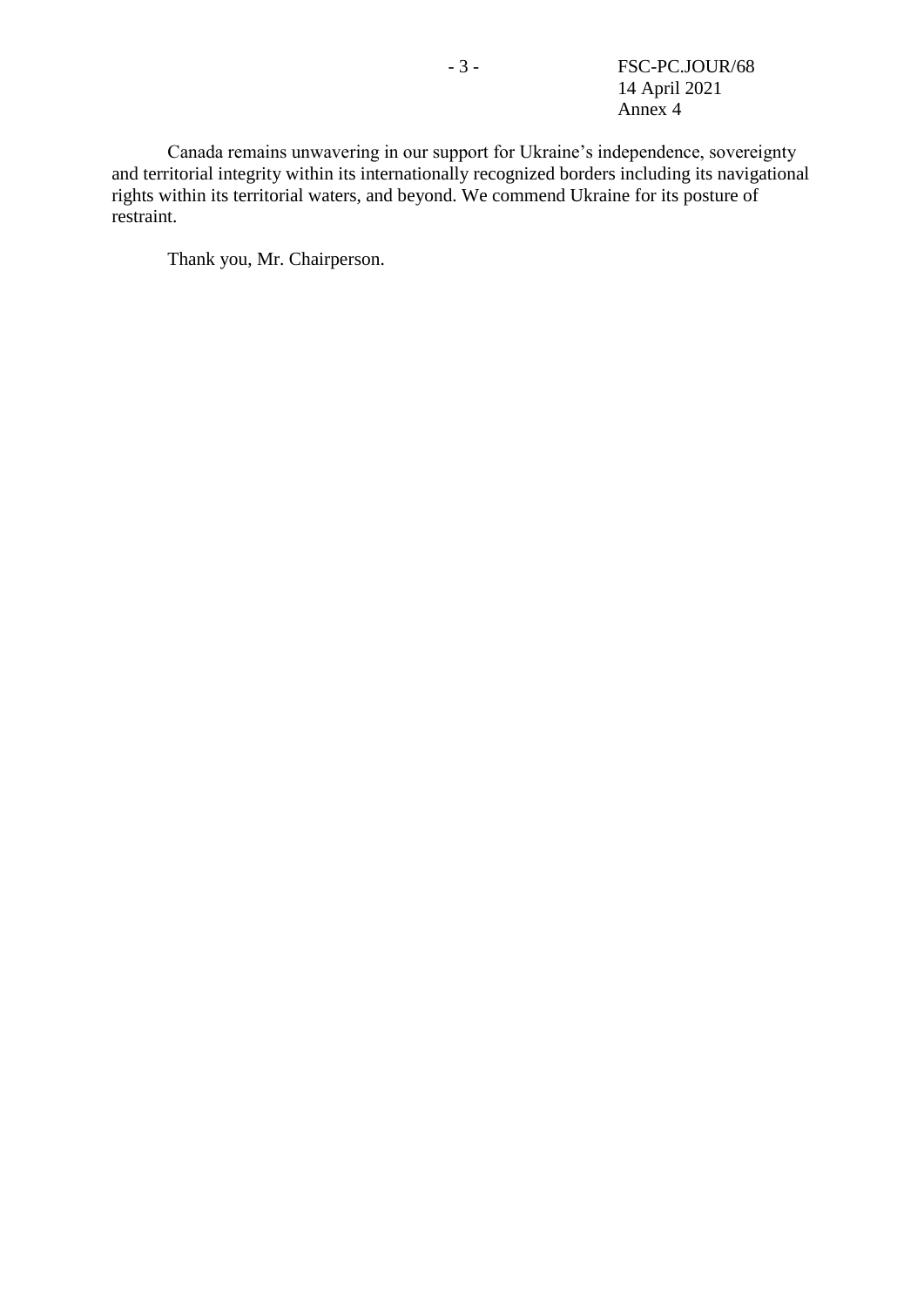Canada remains unwavering in our support for Ukraine’s independence, sovereignty and territorial integrity within its internationally recognized borders including its navigational rights within its territorial waters, and beyond. We commend Ukraine for its posture of restraint.

Thank you, Mr. Chairperson.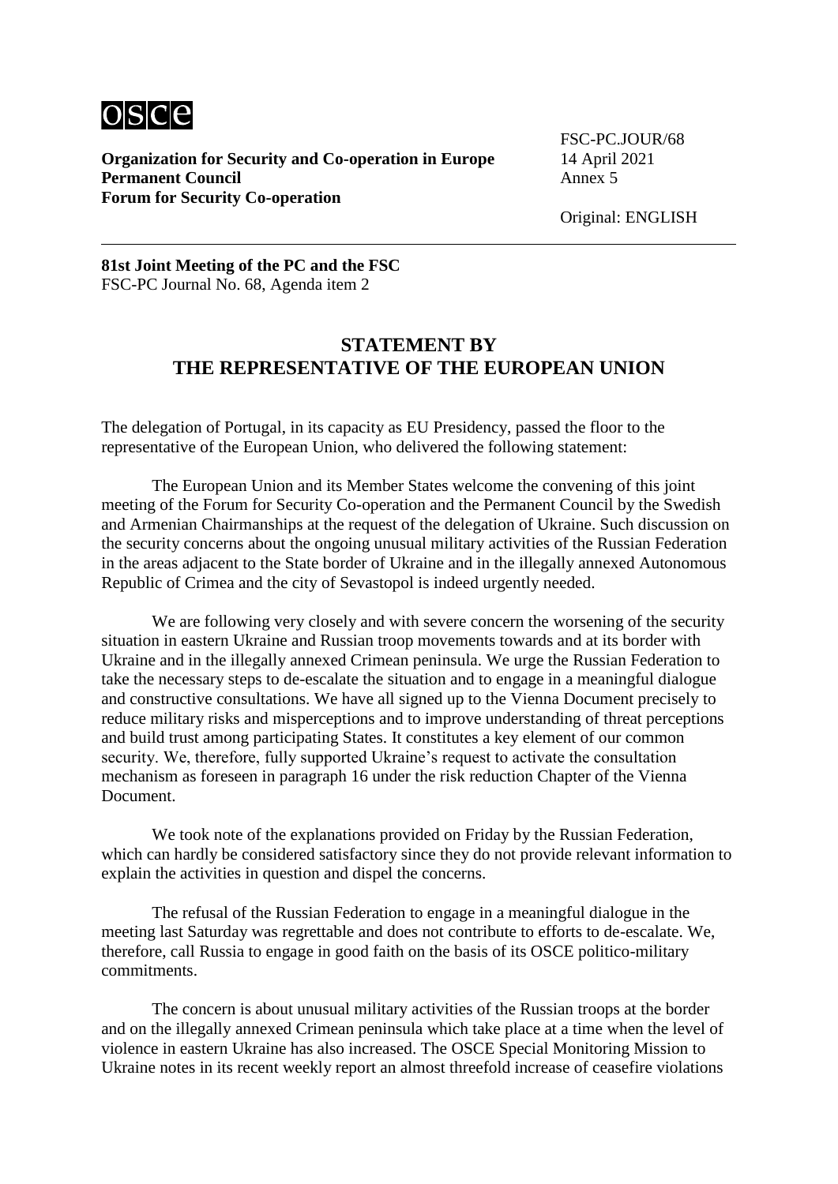**Organization for Security and Co-operation in Europe**
**Permanent Council**
**Forum for Security Co-operation**

FSC-PC.JOUR/68
14 April 2021
Annex 5

Original: ENGLISH

---

**81st Joint Meeting of the PC and the FSC**
FSC-PC Journal No. 68, Agenda item 2

## STATEMENT BY THE REPRESENTATIVE OF THE EUROPEAN UNION

The delegation of Portugal, in its capacity as EU Presidency, passed the floor to the representative of the European Union, who delivered the following statement:

The European Union and its Member States welcome the convening of this joint meeting of the Forum for Security Co-operation and the Permanent Council by the Swedish and Armenian Chairmanships at the request of the delegation of Ukraine. Such discussion on the security concerns about the ongoing unusual military activities of the Russian Federation in the areas adjacent to the State border of Ukraine and in the illegally annexed Autonomous Republic of Crimea and the city of Sevastopol is indeed urgently needed.

We are following very closely and with severe concern the worsening of the security situation in eastern Ukraine and Russian troop movements towards and at its border with Ukraine and in the illegally annexed Crimean peninsula. We urge the Russian Federation to take the necessary steps to de-escalate the situation and to engage in a meaningful dialogue and constructive consultations. We have all signed up to the Vienna Document precisely to reduce military risks and misperceptions and to improve understanding of threat perceptions and build trust among participating States. It constitutes a key element of our common security. We, therefore, fully supported Ukraine's request to activate the consultation mechanism as foreseen in paragraph 16 under the risk reduction Chapter of the Vienna Document.

We took note of the explanations provided on Friday by the Russian Federation, which can hardly be considered satisfactory since they do not provide relevant information to explain the activities in question and dispel the concerns.

The refusal of the Russian Federation to engage in a meaningful dialogue in the meeting last Saturday was regrettable and does not contribute to efforts to de-escalate. We, therefore, call Russia to engage in good faith on the basis of its OSCE politico-military commitments.

The concern is about unusual military activities of the Russian troops at the border and on the illegally annexed Crimean peninsula which take place at a time when the level of violence in eastern Ukraine has also increased. The OSCE Special Monitoring Mission to Ukraine notes in its recent weekly report an almost threefold increase of ceasefire violations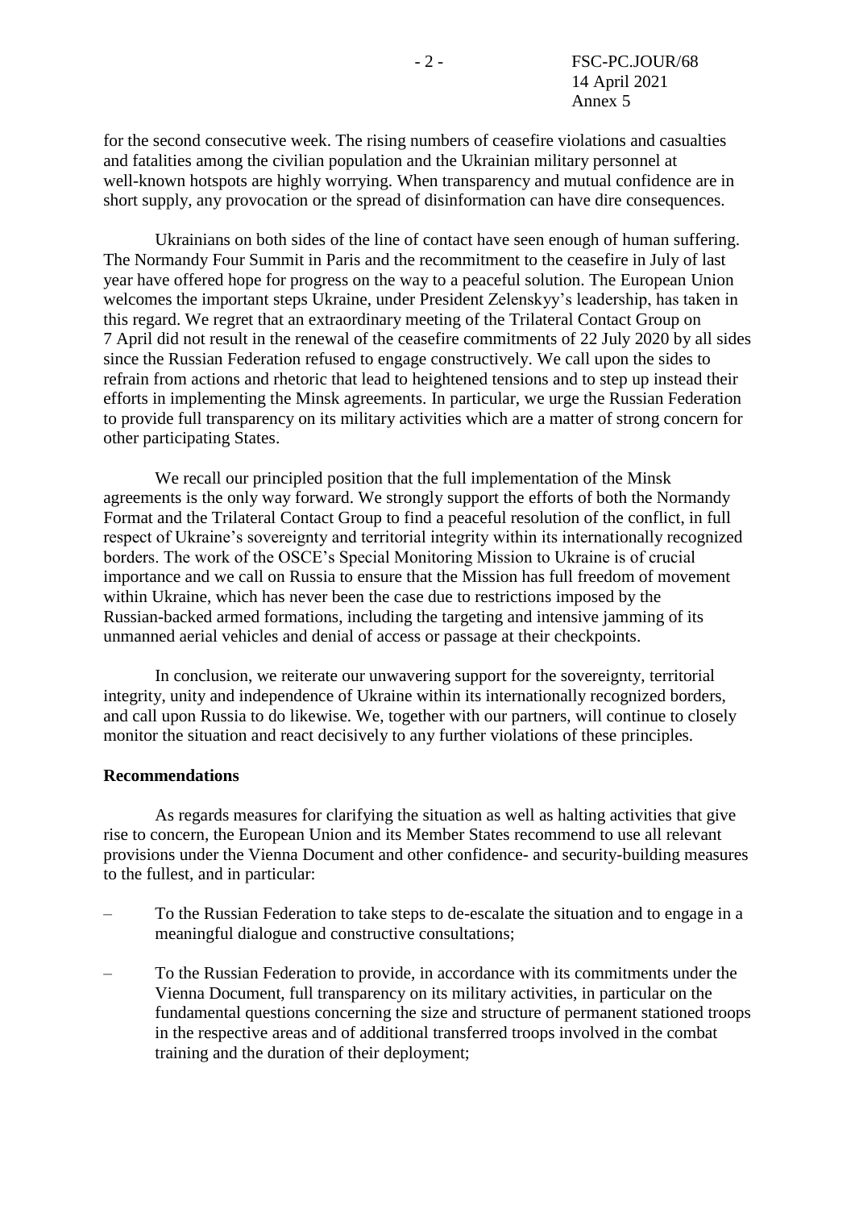for the second consecutive week. The rising numbers of ceasefire violations and casualties and fatalities among the civilian population and the Ukrainian military personnel at well-known hotspots are highly worrying. When transparency and mutual confidence are in short supply, any provocation or the spread of disinformation can have dire consequences.

Ukrainians on both sides of the line of contact have seen enough of human suffering. The Normandy Four Summit in Paris and the recommitment to the ceasefire in July of last year have offered hope for progress on the way to a peaceful solution. The European Union welcomes the important steps Ukraine, under President Zelenskyy's leadership, has taken in this regard. We regret that an extraordinary meeting of the Trilateral Contact Group on 7 April did not result in the renewal of the ceasefire commitments of 22 July 2020 by all sides since the Russian Federation refused to engage constructively. We call upon the sides to refrain from actions and rhetoric that lead to heightened tensions and to step up instead their efforts in implementing the Minsk agreements. In particular, we urge the Russian Federation to provide full transparency on its military activities which are a matter of strong concern for other participating States.

We recall our principled position that the full implementation of the Minsk agreements is the only way forward. We strongly support the efforts of both the Normandy Format and the Trilateral Contact Group to find a peaceful resolution of the conflict, in full respect of Ukraine's sovereignty and territorial integrity within its internationally recognized borders. The work of the OSCE's Special Monitoring Mission to Ukraine is of crucial importance and we call on Russia to ensure that the Mission has full freedom of movement within Ukraine, which has never been the case due to restrictions imposed by the Russian-backed armed formations, including the targeting and intensive jamming of its unmanned aerial vehicles and denial of access or passage at their checkpoints.

In conclusion, we reiterate our unwavering support for the sovereignty, territorial integrity, unity and independence of Ukraine within its internationally recognized borders, and call upon Russia to do likewise. We, together with our partners, will continue to closely monitor the situation and react decisively to any further violations of these principles.

**Recommendations**

As regards measures for clarifying the situation as well as halting activities that give rise to concern, the European Union and its Member States recommend to use all relevant provisions under the Vienna Document and other confidence- and security-building measures to the fullest, and in particular:

– To the Russian Federation to take steps to de-escalate the situation and to engage in a meaningful dialogue and constructive consultations;

– To the Russian Federation to provide, in accordance with its commitments under the Vienna Document, full transparency on its military activities, in particular on the fundamental questions concerning the size and structure of permanent stationed troops in the respective areas and of additional transferred troops involved in the combat training and the duration of their deployment;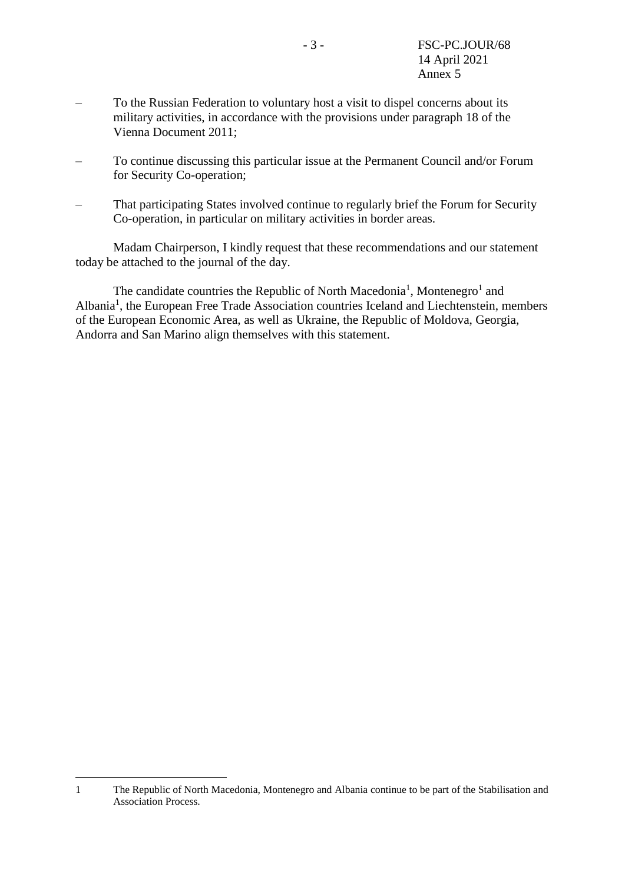– To the Russian Federation to voluntary host a visit to dispel concerns about its military activities, in accordance with the provisions under paragraph 18 of the Vienna Document 2011;

– To continue discussing this particular issue at the Permanent Council and/or Forum for Security Co-operation;

– That participating States involved continue to regularly brief the Forum for Security Co-operation, in particular on military activities in border areas.

Madam Chairperson, I kindly request that these recommendations and our statement today be attached to the journal of the day.

The candidate countries the Republic of North Macedonia[1], Montenegro[1] and Albania[1], the European Free Trade Association countries Iceland and Liechtenstein, members of the European Economic Area, as well as Ukraine, the Republic of Moldova, Georgia, Andorra and San Marino align themselves with this statement.

---

1 The Republic of North Macedonia, Montenegro and Albania continue to be part of the Stabilisation and Association Process.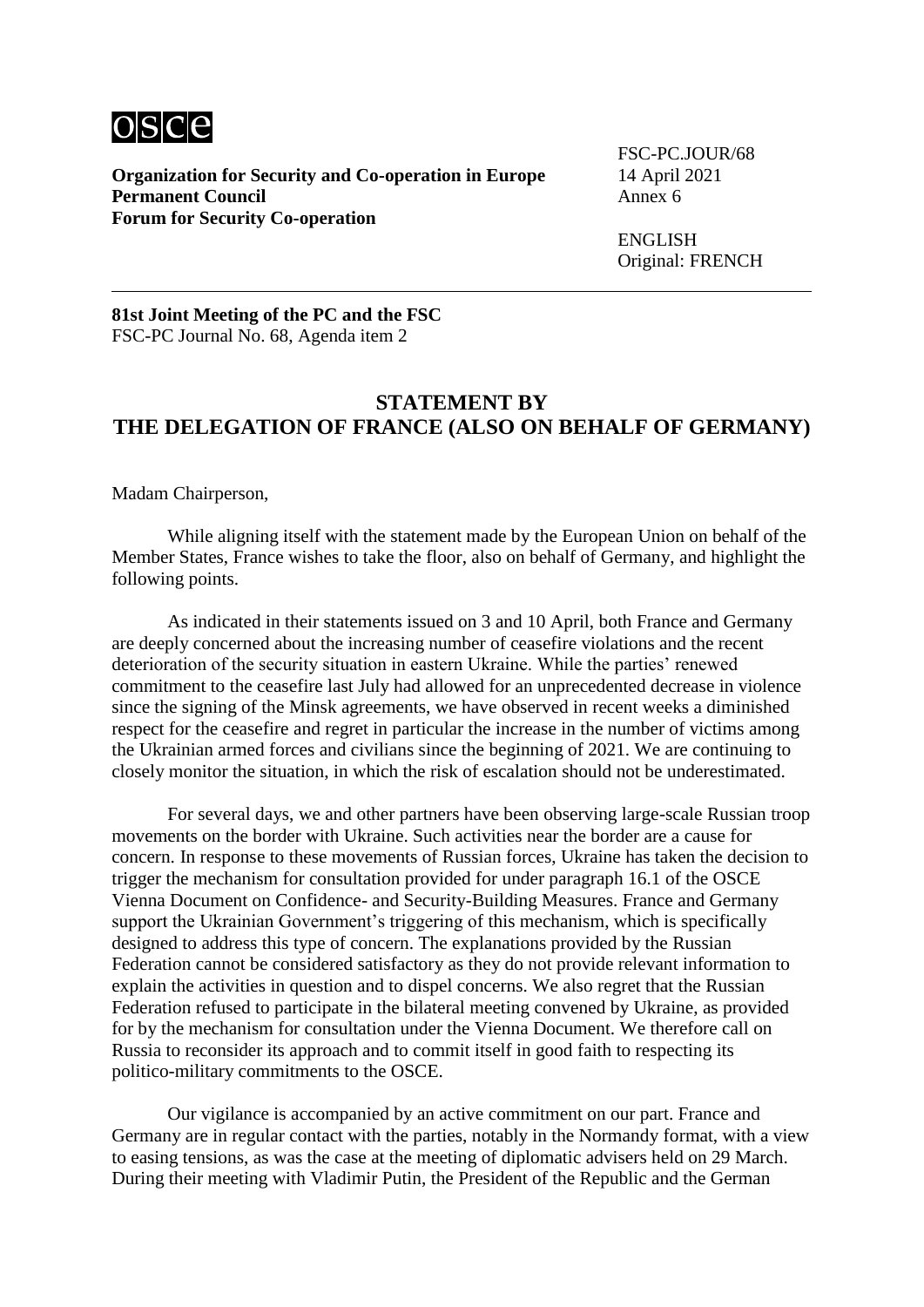**Organization for Security and Co-operation in Europe**
**Permanent Council**
**Forum for Security Co-operation**

FSC-PC.JOUR/68
14 April 2021
Annex 6

ENGLISH
Original: FRENCH

---

**81st Joint Meeting of the PC and the FSC**
FSC-PC Journal No. 68, Agenda item 2

## STATEMENT BY THE DELEGATION OF FRANCE (ALSO ON BEHALF OF GERMANY)

Madam Chairperson,

While aligning itself with the statement made by the European Union on behalf of the Member States, France wishes to take the floor, also on behalf of Germany, and highlight the following points.

As indicated in their statements issued on 3 and 10 April, both France and Germany are deeply concerned about the increasing number of ceasefire violations and the recent deterioration of the security situation in eastern Ukraine. While the parties' renewed commitment to the ceasefire last July had allowed for an unprecedented decrease in violence since the signing of the Minsk agreements, we have observed in recent weeks a diminished respect for the ceasefire and regret in particular the increase in the number of victims among the Ukrainian armed forces and civilians since the beginning of 2021. We are continuing to closely monitor the situation, in which the risk of escalation should not be underestimated.

For several days, we and other partners have been observing large-scale Russian troop movements on the border with Ukraine. Such activities near the border are a cause for concern. In response to these movements of Russian forces, Ukraine has taken the decision to trigger the mechanism for consultation provided for under paragraph 16.1 of the OSCE Vienna Document on Confidence- and Security-Building Measures. France and Germany support the Ukrainian Government's triggering of this mechanism, which is specifically designed to address this type of concern. The explanations provided by the Russian Federation cannot be considered satisfactory as they do not provide relevant information to explain the activities in question and to dispel concerns. We also regret that the Russian Federation refused to participate in the bilateral meeting convened by Ukraine, as provided for by the mechanism for consultation under the Vienna Document. We therefore call on Russia to reconsider its approach and to commit itself in good faith to respecting its politico-military commitments to the OSCE.

Our vigilance is accompanied by an active commitment on our part. France and Germany are in regular contact with the parties, notably in the Normandy format, with a view to easing tensions, as was the case at the meeting of diplomatic advisers held on 29 March. During their meeting with Vladimir Putin, the President of the Republic and the German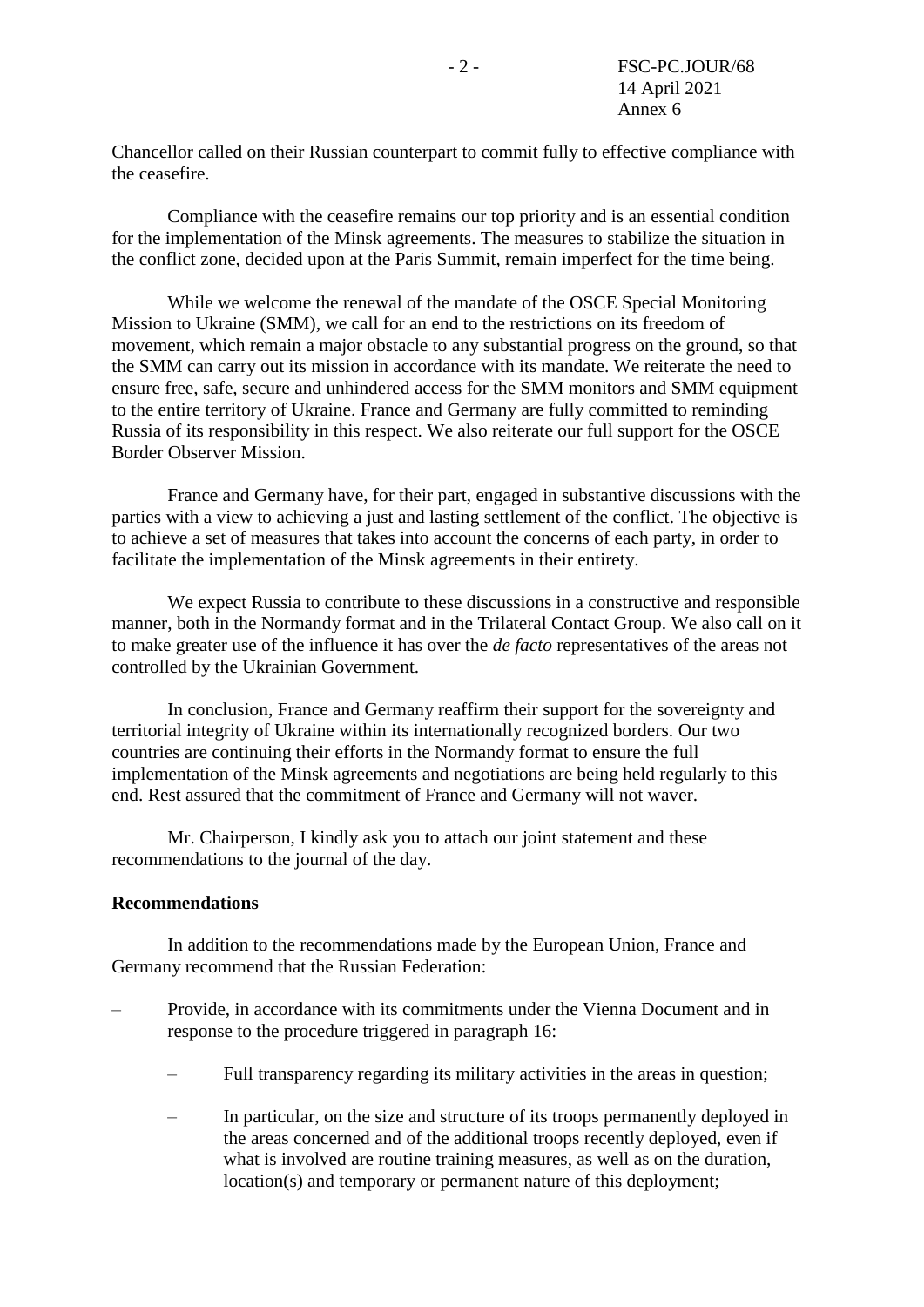Chancellor called on their Russian counterpart to commit fully to effective compliance with the ceasefire.

Compliance with the ceasefire remains our top priority and is an essential condition for the implementation of the Minsk agreements. The measures to stabilize the situation in the conflict zone, decided upon at the Paris Summit, remain imperfect for the time being.

While we welcome the renewal of the mandate of the OSCE Special Monitoring Mission to Ukraine (SMM), we call for an end to the restrictions on its freedom of movement, which remain a major obstacle to any substantial progress on the ground, so that the SMM can carry out its mission in accordance with its mandate. We reiterate the need to ensure free, safe, secure and unhindered access for the SMM monitors and SMM equipment to the entire territory of Ukraine. France and Germany are fully committed to reminding Russia of its responsibility in this respect. We also reiterate our full support for the OSCE Border Observer Mission.

France and Germany have, for their part, engaged in substantive discussions with the parties with a view to achieving a just and lasting settlement of the conflict. The objective is to achieve a set of measures that takes into account the concerns of each party, in order to facilitate the implementation of the Minsk agreements in their entirety.

We expect Russia to contribute to these discussions in a constructive and responsible manner, both in the Normandy format and in the Trilateral Contact Group. We also call on it to make greater use of the influence it has over the *de facto* representatives of the areas not controlled by the Ukrainian Government.

In conclusion, France and Germany reaffirm their support for the sovereignty and territorial integrity of Ukraine within its internationally recognized borders. Our two countries are continuing their efforts in the Normandy format to ensure the full implementation of the Minsk agreements and negotiations are being held regularly to this end. Rest assured that the commitment of France and Germany will not waver.

Mr. Chairperson, I kindly ask you to attach our joint statement and these recommendations to the journal of the day.

**Recommendations**

In addition to the recommendations made by the European Union, France and Germany recommend that the Russian Federation:

- Provide, in accordance with its commitments under the Vienna Document and in response to the procedure triggered in paragraph 16:
  - Full transparency regarding its military activities in the areas in question;
  - In particular, on the size and structure of its troops permanently deployed in the areas concerned and of the additional troops recently deployed, even if what is involved are routine training measures, as well as on the duration, location(s) and temporary or permanent nature of this deployment;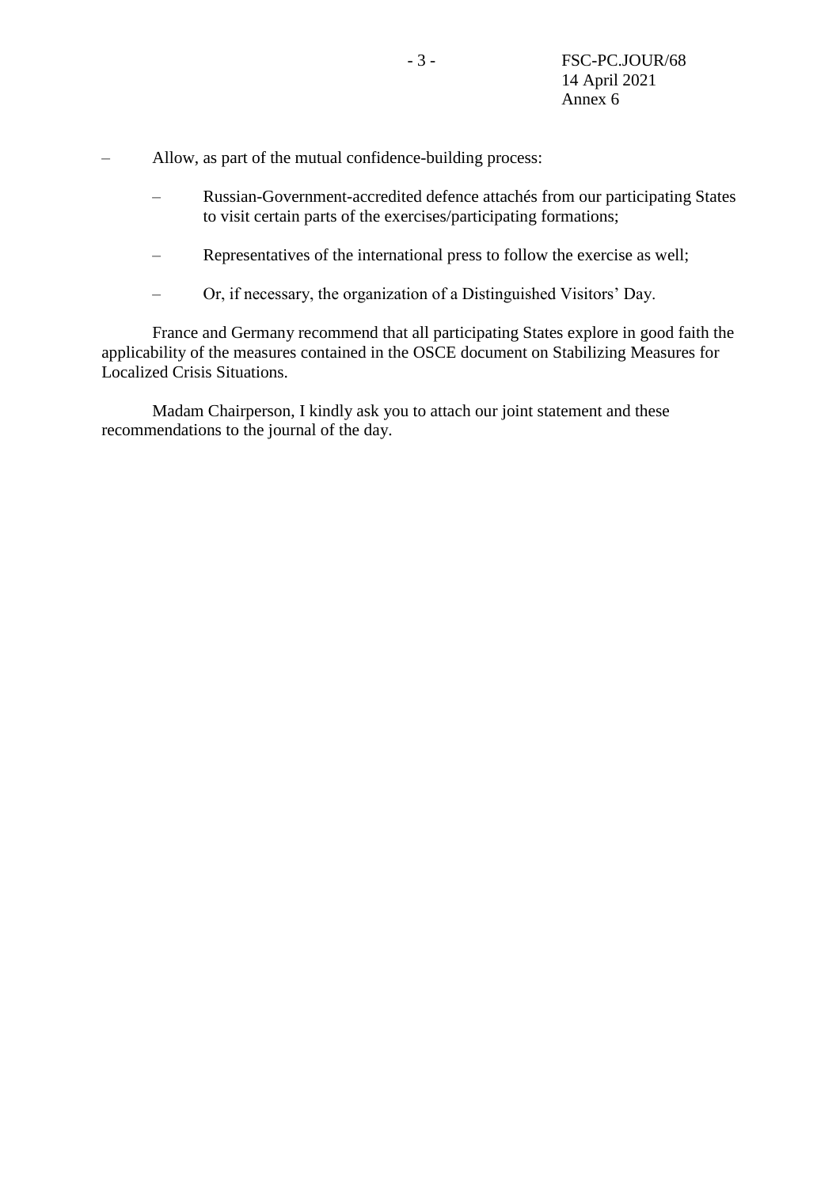- Allow, as part of the mutual confidence-building process:

    - Russian-Government-accredited defence attachés from our participating States to visit certain parts of the exercises/participating formations;

    - Representatives of the international press to follow the exercise as well;

    - Or, if necessary, the organization of a Distinguished Visitors' Day.

France and Germany recommend that all participating States explore in good faith the applicability of the measures contained in the OSCE document on Stabilizing Measures for Localized Crisis Situations.

Madam Chairperson, I kindly ask you to attach our joint statement and these recommendations to the journal of the day.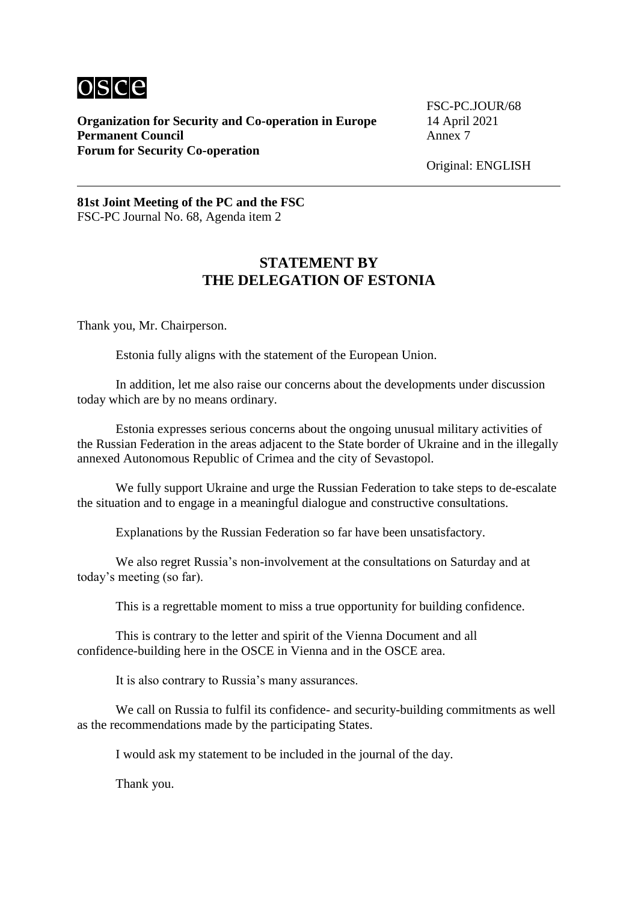**Organization for Security and Co-operation in Europe**
**Permanent Council**
**Forum for Security Co-operation**

FSC-PC.JOUR/68
14 April 2021
Annex 7

Original: ENGLISH

---

**81st Joint Meeting of the PC and the FSC**
FSC-PC Journal No. 68, Agenda item 2

## STATEMENT BY THE DELEGATION OF ESTONIA

Thank you, Mr. Chairperson.

Estonia fully aligns with the statement of the European Union.

In addition, let me also raise our concerns about the developments under discussion today which are by no means ordinary.

Estonia expresses serious concerns about the ongoing unusual military activities of the Russian Federation in the areas adjacent to the State border of Ukraine and in the illegally annexed Autonomous Republic of Crimea and the city of Sevastopol.

We fully support Ukraine and urge the Russian Federation to take steps to de-escalate the situation and to engage in a meaningful dialogue and constructive consultations.

Explanations by the Russian Federation so far have been unsatisfactory.

We also regret Russia's non-involvement at the consultations on Saturday and at today's meeting (so far).

This is a regrettable moment to miss a true opportunity for building confidence.

This is contrary to the letter and spirit of the Vienna Document and all confidence-building here in the OSCE in Vienna and in the OSCE area.

It is also contrary to Russia's many assurances.

We call on Russia to fulfil its confidence- and security-building commitments as well as the recommendations made by the participating States.

I would ask my statement to be included in the journal of the day.

Thank you.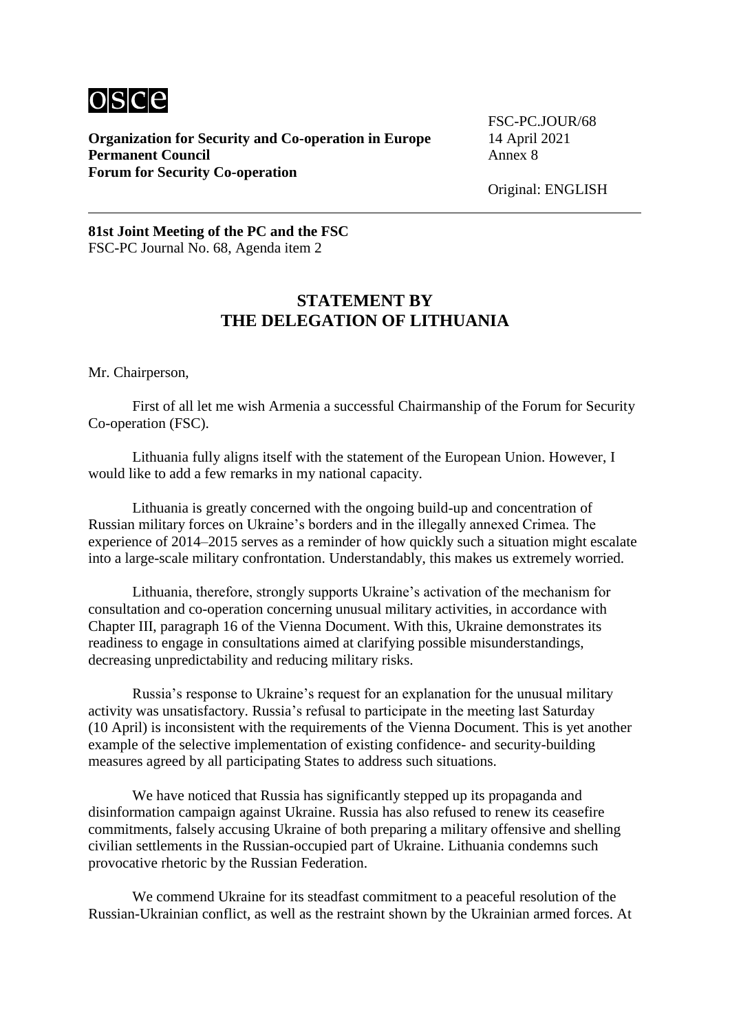**Organization for Security and Co-operation in Europe**
**Permanent Council**
**Forum for Security Co-operation**

FSC-PC.JOUR/68
14 April 2021
Annex 8

Original: ENGLISH

---

**81st Joint Meeting of the PC and the FSC**
FSC-PC Journal No. 68, Agenda item 2

## STATEMENT BY THE DELEGATION OF LITHUANIA

Mr. Chairperson,

First of all let me wish Armenia a successful Chairmanship of the Forum for Security Co-operation (FSC).

Lithuania fully aligns itself with the statement of the European Union. However, I would like to add a few remarks in my national capacity.

Lithuania is greatly concerned with the ongoing build-up and concentration of Russian military forces on Ukraine's borders and in the illegally annexed Crimea. The experience of 2014–2015 serves as a reminder of how quickly such a situation might escalate into a large-scale military confrontation. Understandably, this makes us extremely worried.

Lithuania, therefore, strongly supports Ukraine's activation of the mechanism for consultation and co-operation concerning unusual military activities, in accordance with Chapter III, paragraph 16 of the Vienna Document. With this, Ukraine demonstrates its readiness to engage in consultations aimed at clarifying possible misunderstandings, decreasing unpredictability and reducing military risks.

Russia's response to Ukraine's request for an explanation for the unusual military activity was unsatisfactory. Russia's refusal to participate in the meeting last Saturday (10 April) is inconsistent with the requirements of the Vienna Document. This is yet another example of the selective implementation of existing confidence- and security-building measures agreed by all participating States to address such situations.

We have noticed that Russia has significantly stepped up its propaganda and disinformation campaign against Ukraine. Russia has also refused to renew its ceasefire commitments, falsely accusing Ukraine of both preparing a military offensive and shelling civilian settlements in the Russian-occupied part of Ukraine. Lithuania condemns such provocative rhetoric by the Russian Federation.

We commend Ukraine for its steadfast commitment to a peaceful resolution of the Russian-Ukrainian conflict, as well as the restraint shown by the Ukrainian armed forces. At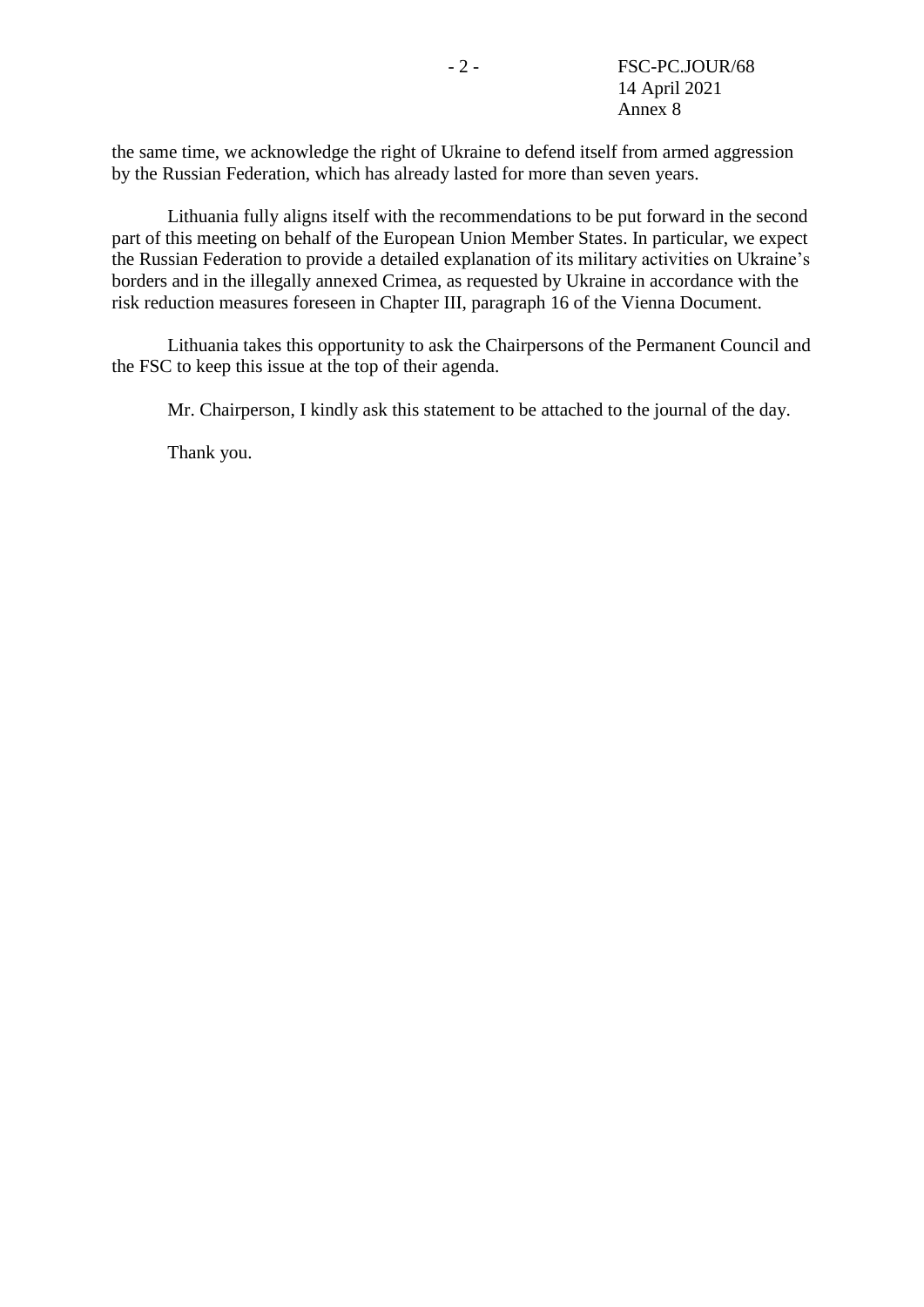the same time, we acknowledge the right of Ukraine to defend itself from armed aggression by the Russian Federation, which has already lasted for more than seven years.

Lithuania fully aligns itself with the recommendations to be put forward in the second part of this meeting on behalf of the European Union Member States. In particular, we expect the Russian Federation to provide a detailed explanation of its military activities on Ukraine's borders and in the illegally annexed Crimea, as requested by Ukraine in accordance with the risk reduction measures foreseen in Chapter III, paragraph 16 of the Vienna Document.

Lithuania takes this opportunity to ask the Chairpersons of the Permanent Council and the FSC to keep this issue at the top of their agenda.

Mr. Chairperson, I kindly ask this statement to be attached to the journal of the day.

Thank you.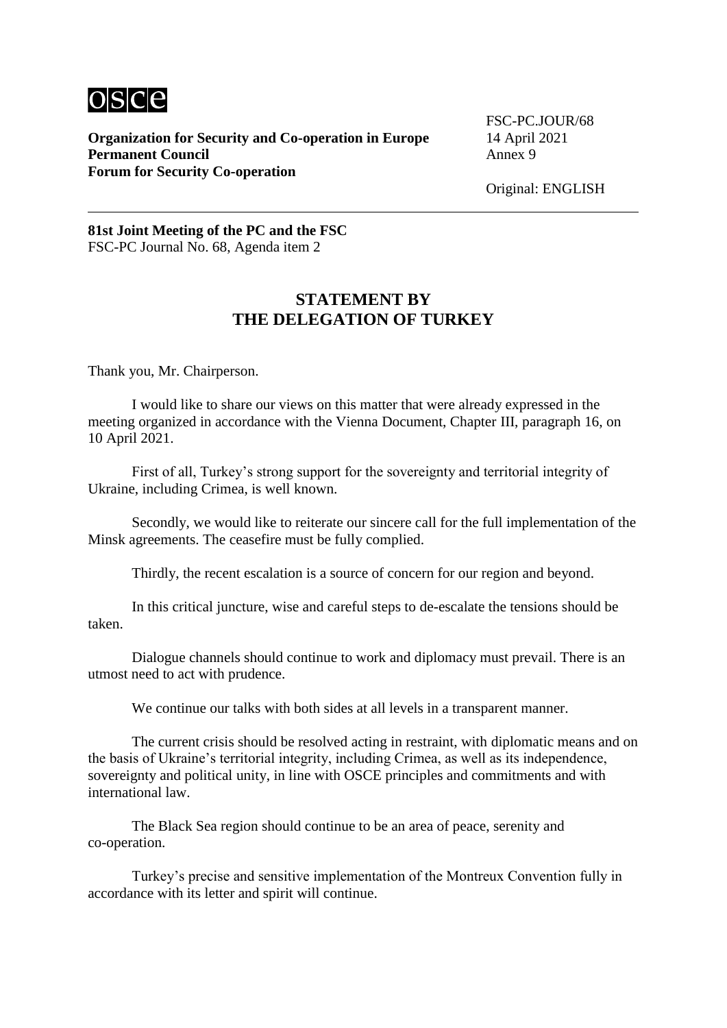**Organization for Security and Co-operation in Europe**
**Permanent Council**
**Forum for Security Co-operation**

FSC-PC.JOUR/68
14 April 2021
Annex 9

Original: ENGLISH

**81st Joint Meeting of the PC and the FSC**
FSC-PC Journal No. 68, Agenda item 2

## STATEMENT BY THE DELEGATION OF TURKEY

Thank you, Mr. Chairperson.

I would like to share our views on this matter that were already expressed in the meeting organized in accordance with the Vienna Document, Chapter III, paragraph 16, on 10 April 2021.

First of all, Turkey's strong support for the sovereignty and territorial integrity of Ukraine, including Crimea, is well known.

Secondly, we would like to reiterate our sincere call for the full implementation of the Minsk agreements. The ceasefire must be fully complied.

Thirdly, the recent escalation is a source of concern for our region and beyond.

In this critical juncture, wise and careful steps to de-escalate the tensions should be taken.

Dialogue channels should continue to work and diplomacy must prevail. There is an utmost need to act with prudence.

We continue our talks with both sides at all levels in a transparent manner.

The current crisis should be resolved acting in restraint, with diplomatic means and on the basis of Ukraine's territorial integrity, including Crimea, as well as its independence, sovereignty and political unity, in line with OSCE principles and commitments and with international law.

The Black Sea region should continue to be an area of peace, serenity and co-operation.

Turkey's precise and sensitive implementation of the Montreux Convention fully in accordance with its letter and spirit will continue.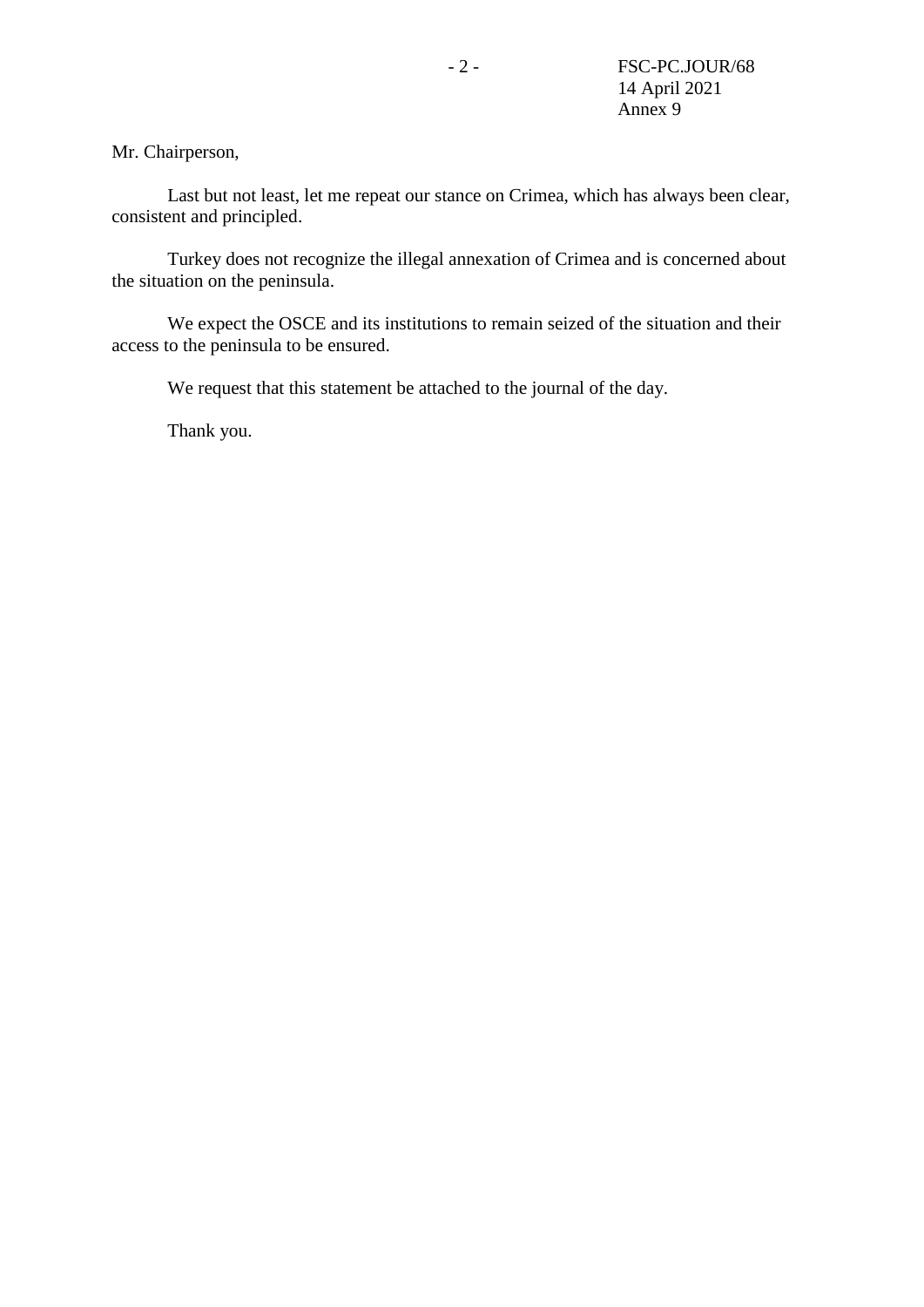Mr. Chairperson,

Last but not least, let me repeat our stance on Crimea, which has always been clear, consistent and principled.

Turkey does not recognize the illegal annexation of Crimea and is concerned about the situation on the peninsula.

We expect the OSCE and its institutions to remain seized of the situation and their access to the peninsula to be ensured.

We request that this statement be attached to the journal of the day.

Thank you.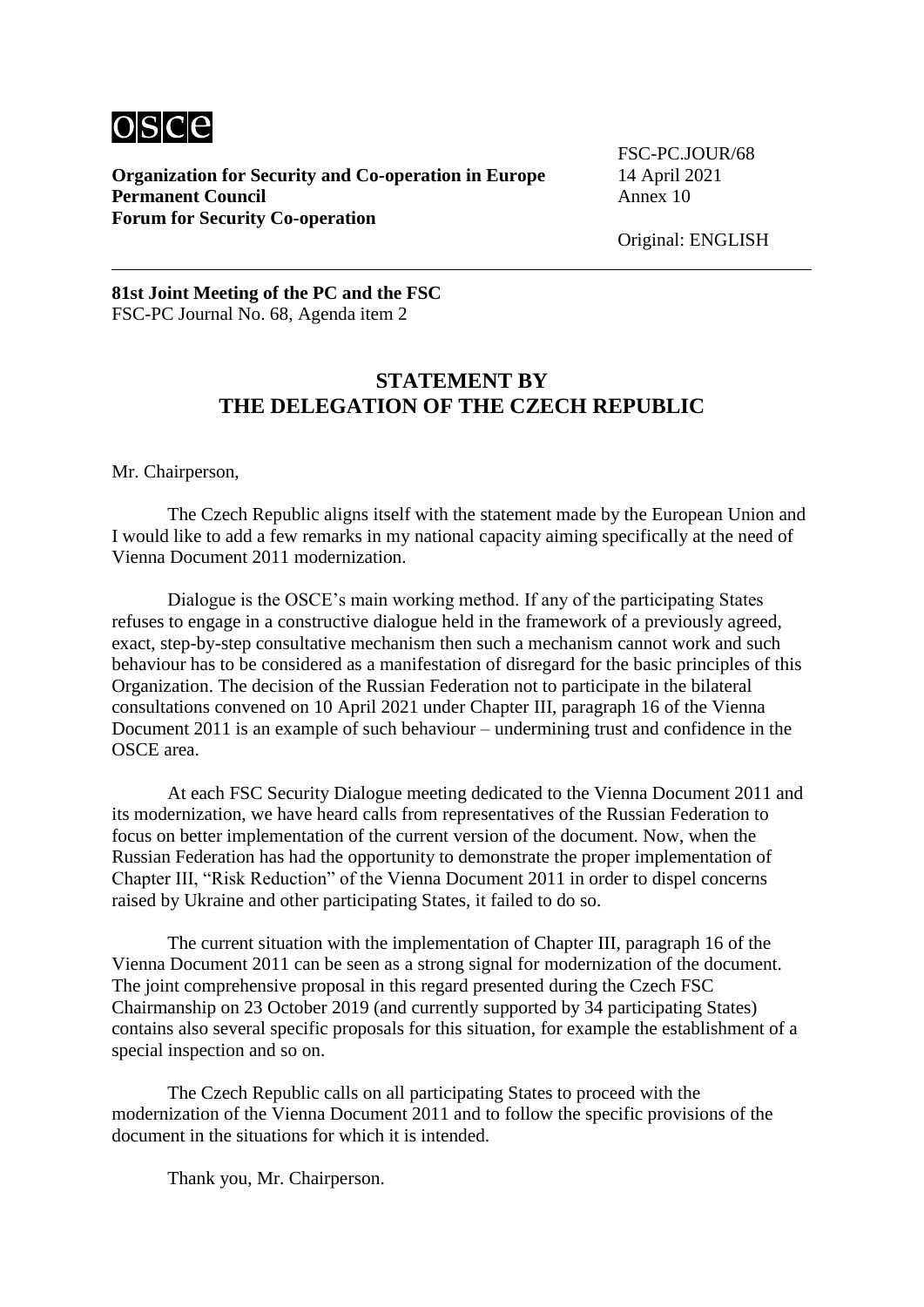**Organization for Security and Co-operation in Europe**
**Permanent Council**
**Forum for Security Co-operation**

FSC-PC.JOUR/68
14 April 2021
Annex 10

Original: ENGLISH

**81st Joint Meeting of the PC and the FSC**
FSC-PC Journal No. 68, Agenda item 2

## STATEMENT BY THE DELEGATION OF THE CZECH REPUBLIC

Mr. Chairperson,

The Czech Republic aligns itself with the statement made by the European Union and I would like to add a few remarks in my national capacity aiming specifically at the need of Vienna Document 2011 modernization.

Dialogue is the OSCE's main working method. If any of the participating States refuses to engage in a constructive dialogue held in the framework of a previously agreed, exact, step-by-step consultative mechanism then such a mechanism cannot work and such behaviour has to be considered as a manifestation of disregard for the basic principles of this Organization. The decision of the Russian Federation not to participate in the bilateral consultations convened on 10 April 2021 under Chapter III, paragraph 16 of the Vienna Document 2011 is an example of such behaviour – undermining trust and confidence in the OSCE area.

At each FSC Security Dialogue meeting dedicated to the Vienna Document 2011 and its modernization, we have heard calls from representatives of the Russian Federation to focus on better implementation of the current version of the document. Now, when the Russian Federation has had the opportunity to demonstrate the proper implementation of Chapter III, "Risk Reduction" of the Vienna Document 2011 in order to dispel concerns raised by Ukraine and other participating States, it failed to do so.

The current situation with the implementation of Chapter III, paragraph 16 of the Vienna Document 2011 can be seen as a strong signal for modernization of the document. The joint comprehensive proposal in this regard presented during the Czech FSC Chairmanship on 23 October 2019 (and currently supported by 34 participating States) contains also several specific proposals for this situation, for example the establishment of a special inspection and so on.

The Czech Republic calls on all participating States to proceed with the modernization of the Vienna Document 2011 and to follow the specific provisions of the document in the situations for which it is intended.

Thank you, Mr. Chairperson.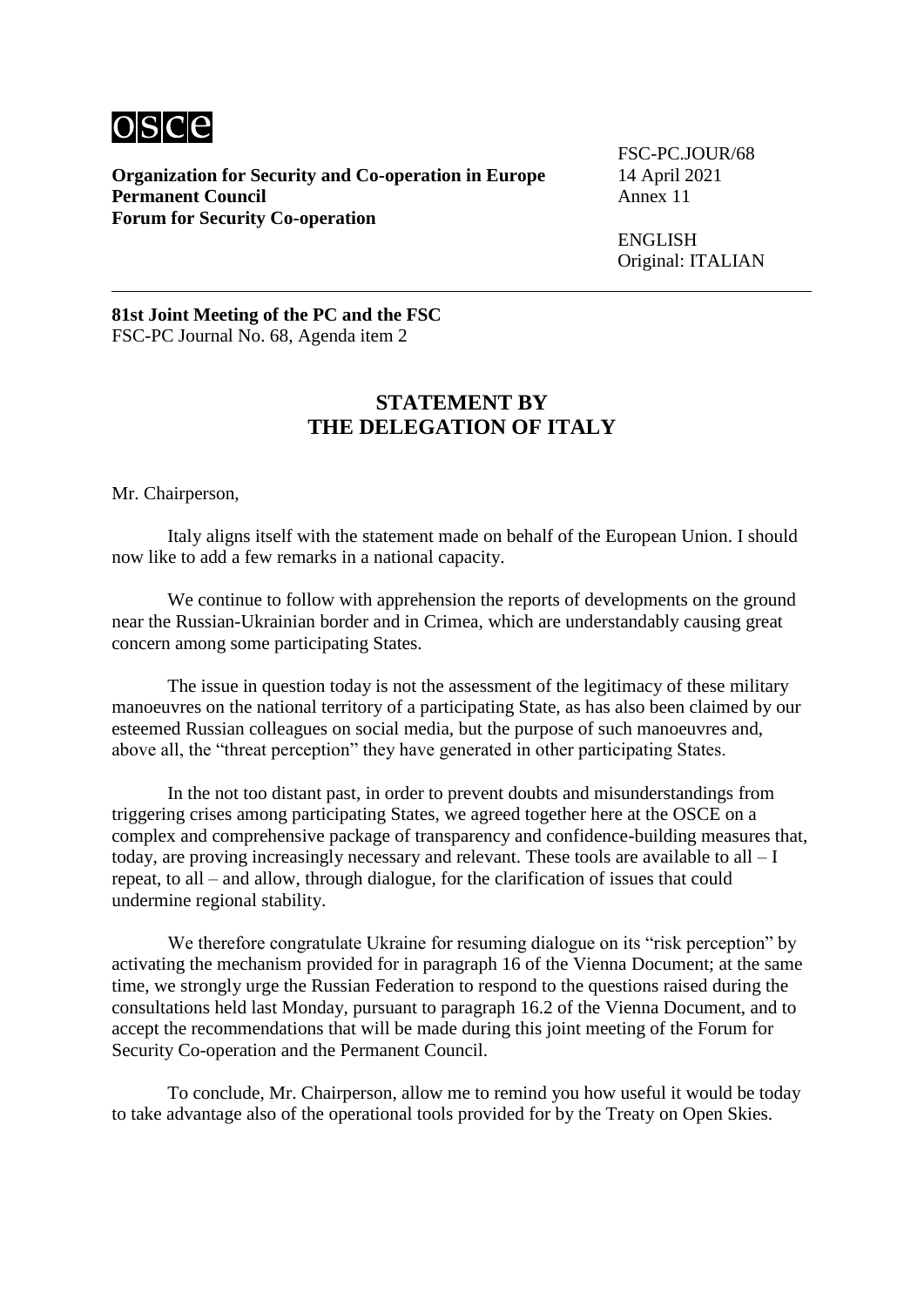**Organization for Security and Co-operation in Europe**
**Permanent Council**
**Forum for Security Co-operation**

FSC-PC.JOUR/68
14 April 2021
Annex 11

ENGLISH
Original: ITALIAN

---

**81st Joint Meeting of the PC and the FSC**
FSC-PC Journal No. 68, Agenda item 2

## STATEMENT BY THE DELEGATION OF ITALY

Mr. Chairperson,

Italy aligns itself with the statement made on behalf of the European Union. I should now like to add a few remarks in a national capacity.

We continue to follow with apprehension the reports of developments on the ground near the Russian-Ukrainian border and in Crimea, which are understandably causing great concern among some participating States.

The issue in question today is not the assessment of the legitimacy of these military manoeuvres on the national territory of a participating State, as has also been claimed by our esteemed Russian colleagues on social media, but the purpose of such manoeuvres and, above all, the "threat perception" they have generated in other participating States.

In the not too distant past, in order to prevent doubts and misunderstandings from triggering crises among participating States, we agreed together here at the OSCE on a complex and comprehensive package of transparency and confidence-building measures that, today, are proving increasingly necessary and relevant. These tools are available to all – I repeat, to all – and allow, through dialogue, for the clarification of issues that could undermine regional stability.

We therefore congratulate Ukraine for resuming dialogue on its "risk perception" by activating the mechanism provided for in paragraph 16 of the Vienna Document; at the same time, we strongly urge the Russian Federation to respond to the questions raised during the consultations held last Monday, pursuant to paragraph 16.2 of the Vienna Document, and to accept the recommendations that will be made during this joint meeting of the Forum for Security Co-operation and the Permanent Council.

To conclude, Mr. Chairperson, allow me to remind you how useful it would be today to take advantage also of the operational tools provided for by the Treaty on Open Skies.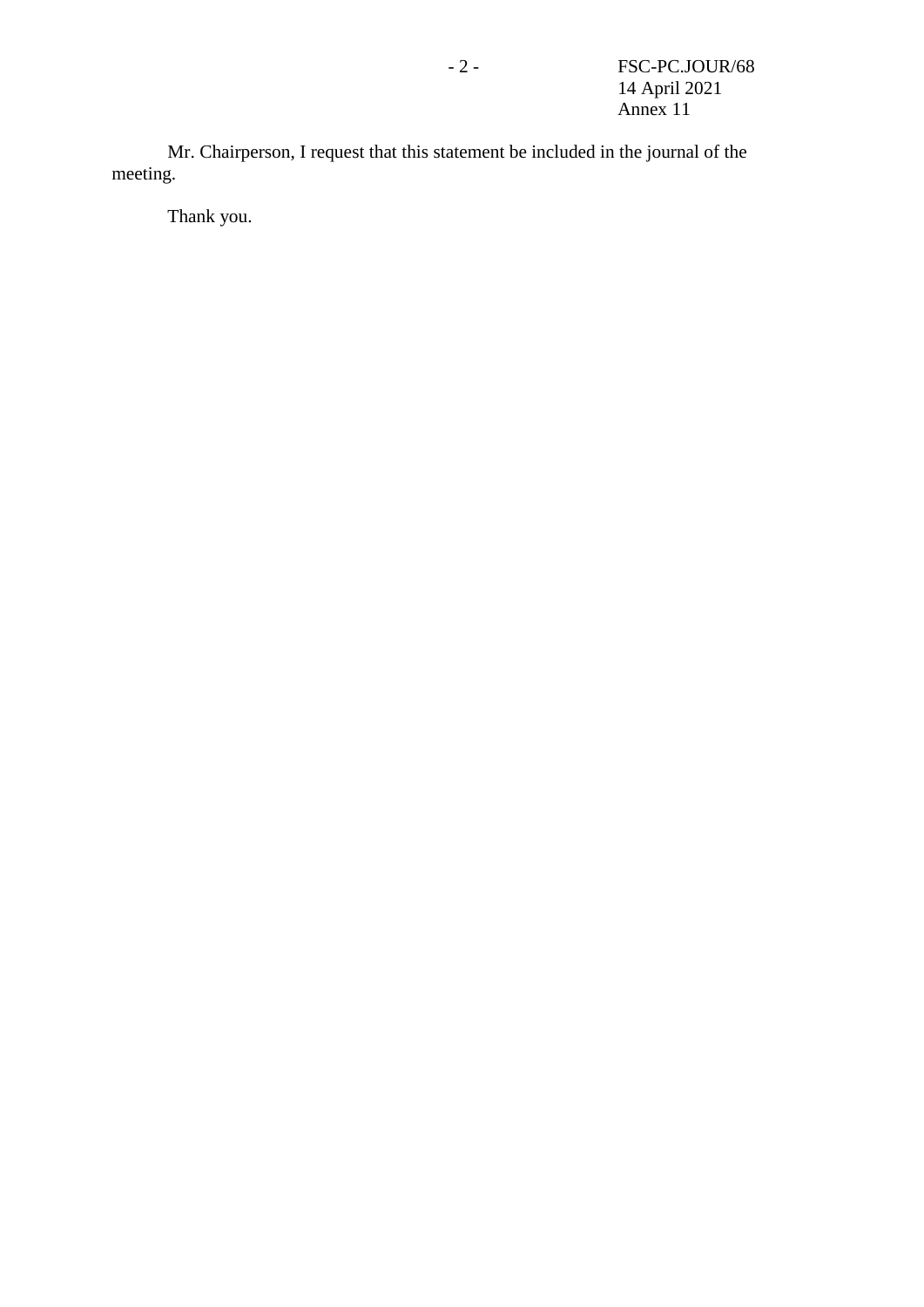Mr. Chairperson, I request that this statement be included in the journal of the meeting.

Thank you.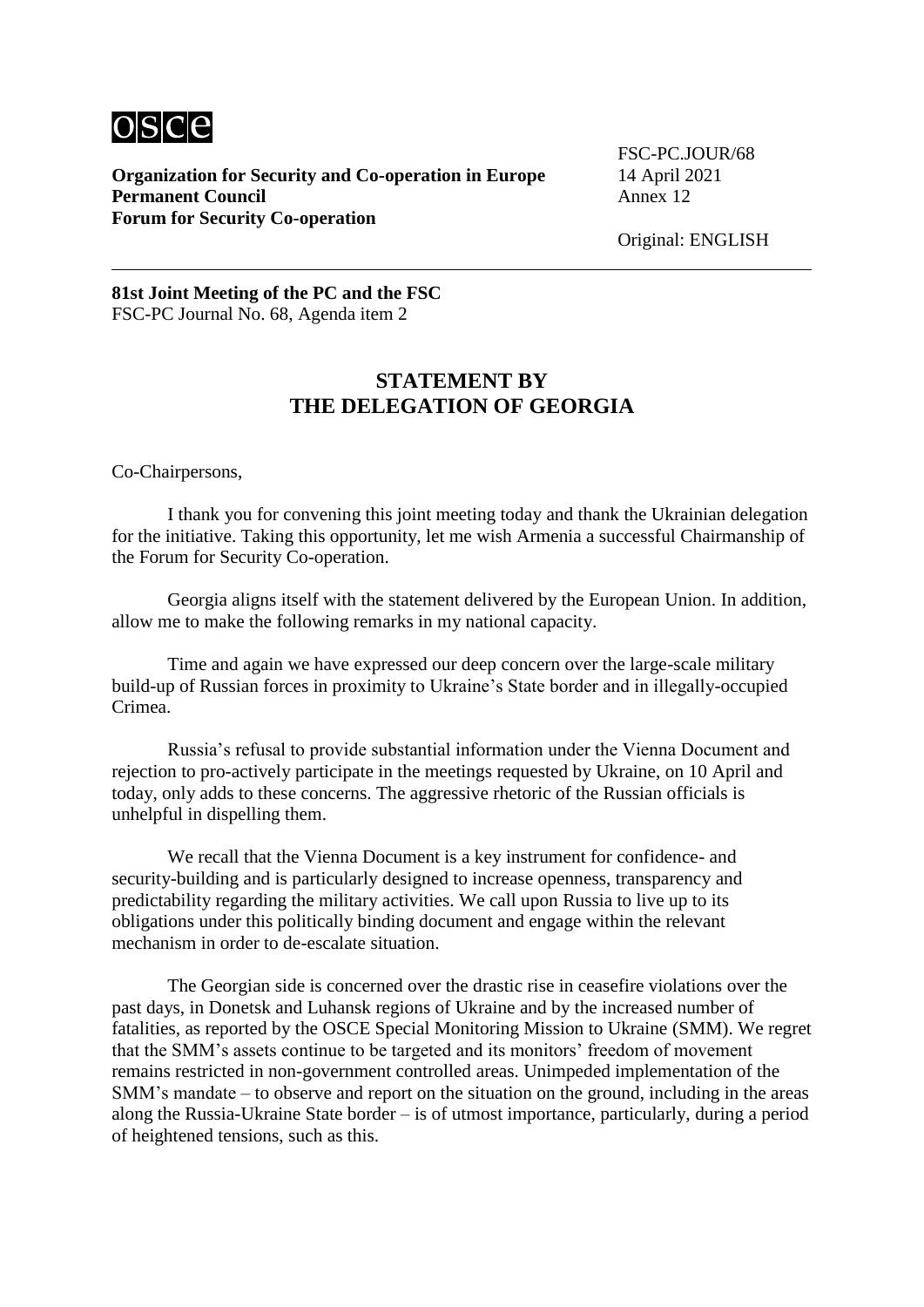**Organization for Security and Co-operation in Europe**
**Permanent Council**
**Forum for Security Co-operation**

FSC-PC.JOUR/68
14 April 2021
Annex 12

Original: ENGLISH

**81st Joint Meeting of the PC and the FSC**
FSC-PC Journal No. 68, Agenda item 2

## STATEMENT BY THE DELEGATION OF GEORGIA

Co-Chairpersons,

I thank you for convening this joint meeting today and thank the Ukrainian delegation for the initiative. Taking this opportunity, let me wish Armenia a successful Chairmanship of the Forum for Security Co-operation.

Georgia aligns itself with the statement delivered by the European Union. In addition, allow me to make the following remarks in my national capacity.

Time and again we have expressed our deep concern over the large-scale military build-up of Russian forces in proximity to Ukraine's State border and in illegally-occupied Crimea.

Russia's refusal to provide substantial information under the Vienna Document and rejection to pro-actively participate in the meetings requested by Ukraine, on 10 April and today, only adds to these concerns. The aggressive rhetoric of the Russian officials is unhelpful in dispelling them.

We recall that the Vienna Document is a key instrument for confidence- and security-building and is particularly designed to increase openness, transparency and predictability regarding the military activities. We call upon Russia to live up to its obligations under this politically binding document and engage within the relevant mechanism in order to de-escalate situation.

The Georgian side is concerned over the drastic rise in ceasefire violations over the past days, in Donetsk and Luhansk regions of Ukraine and by the increased number of fatalities, as reported by the OSCE Special Monitoring Mission to Ukraine (SMM). We regret that the SMM's assets continue to be targeted and its monitors' freedom of movement remains restricted in non-government controlled areas. Unimpeded implementation of the SMM's mandate – to observe and report on the situation on the ground, including in the areas along the Russia-Ukraine State border – is of utmost importance, particularly, during a period of heightened tensions, such as this.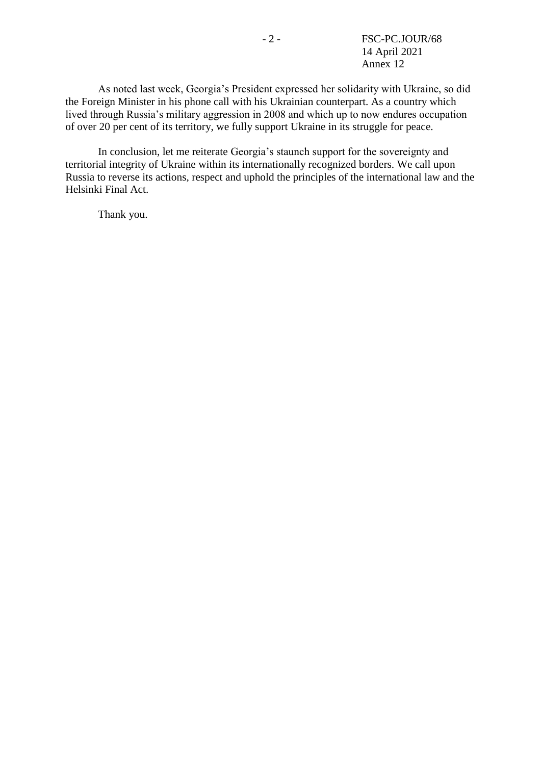As noted last week, Georgia’s President expressed her solidarity with Ukraine, so did the Foreign Minister in his phone call with his Ukrainian counterpart. As a country which lived through Russia’s military aggression in 2008 and which up to now endures occupation of over 20 per cent of its territory, we fully support Ukraine in its struggle for peace.

In conclusion, let me reiterate Georgia’s staunch support for the sovereignty and territorial integrity of Ukraine within its internationally recognized borders. We call upon Russia to reverse its actions, respect and uphold the principles of the international law and the Helsinki Final Act.

Thank you.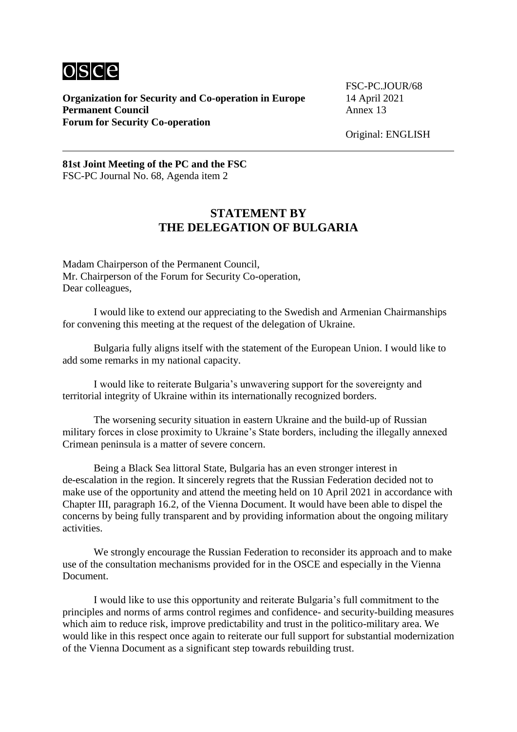**Organization for Security and Co-operation in Europe**
**Permanent Council**
**Forum for Security Co-operation**

FSC-PC.JOUR/68
14 April 2021
Annex 13

Original: ENGLISH

---

**81st Joint Meeting of the PC and the FSC**
FSC-PC Journal No. 68, Agenda item 2

## STATEMENT BY THE DELEGATION OF BULGARIA

Madam Chairperson of the Permanent Council,
Mr. Chairperson of the Forum for Security Co-operation,
Dear colleagues,

I would like to extend our appreciating to the Swedish and Armenian Chairmanships for convening this meeting at the request of the delegation of Ukraine.

Bulgaria fully aligns itself with the statement of the European Union. I would like to add some remarks in my national capacity.

I would like to reiterate Bulgaria's unwavering support for the sovereignty and territorial integrity of Ukraine within its internationally recognized borders.

The worsening security situation in eastern Ukraine and the build-up of Russian military forces in close proximity to Ukraine's State borders, including the illegally annexed Crimean peninsula is a matter of severe concern.

Being a Black Sea littoral State, Bulgaria has an even stronger interest in de-escalation in the region. It sincerely regrets that the Russian Federation decided not to make use of the opportunity and attend the meeting held on 10 April 2021 in accordance with Chapter III, paragraph 16.2, of the Vienna Document. It would have been able to dispel the concerns by being fully transparent and by providing information about the ongoing military activities.

We strongly encourage the Russian Federation to reconsider its approach and to make use of the consultation mechanisms provided for in the OSCE and especially in the Vienna Document.

I would like to use this opportunity and reiterate Bulgaria's full commitment to the principles and norms of arms control regimes and confidence- and security-building measures which aim to reduce risk, improve predictability and trust in the politico-military area. We would like in this respect once again to reiterate our full support for substantial modernization of the Vienna Document as a significant step towards rebuilding trust.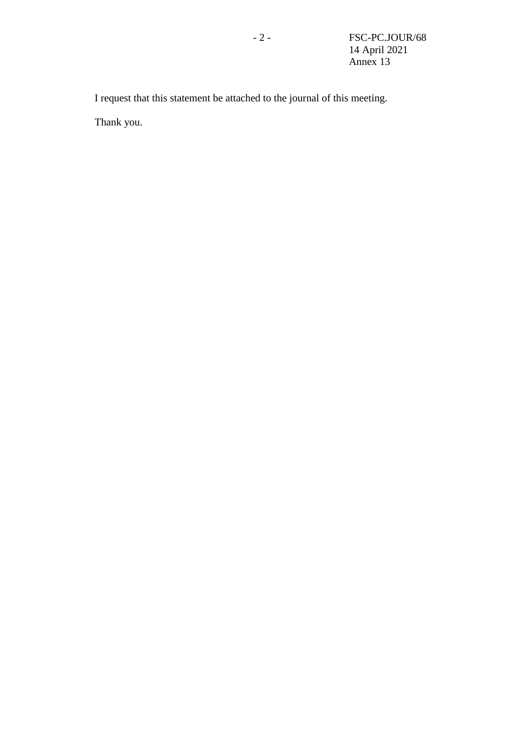I request that this statement be attached to the journal of this meeting.

Thank you.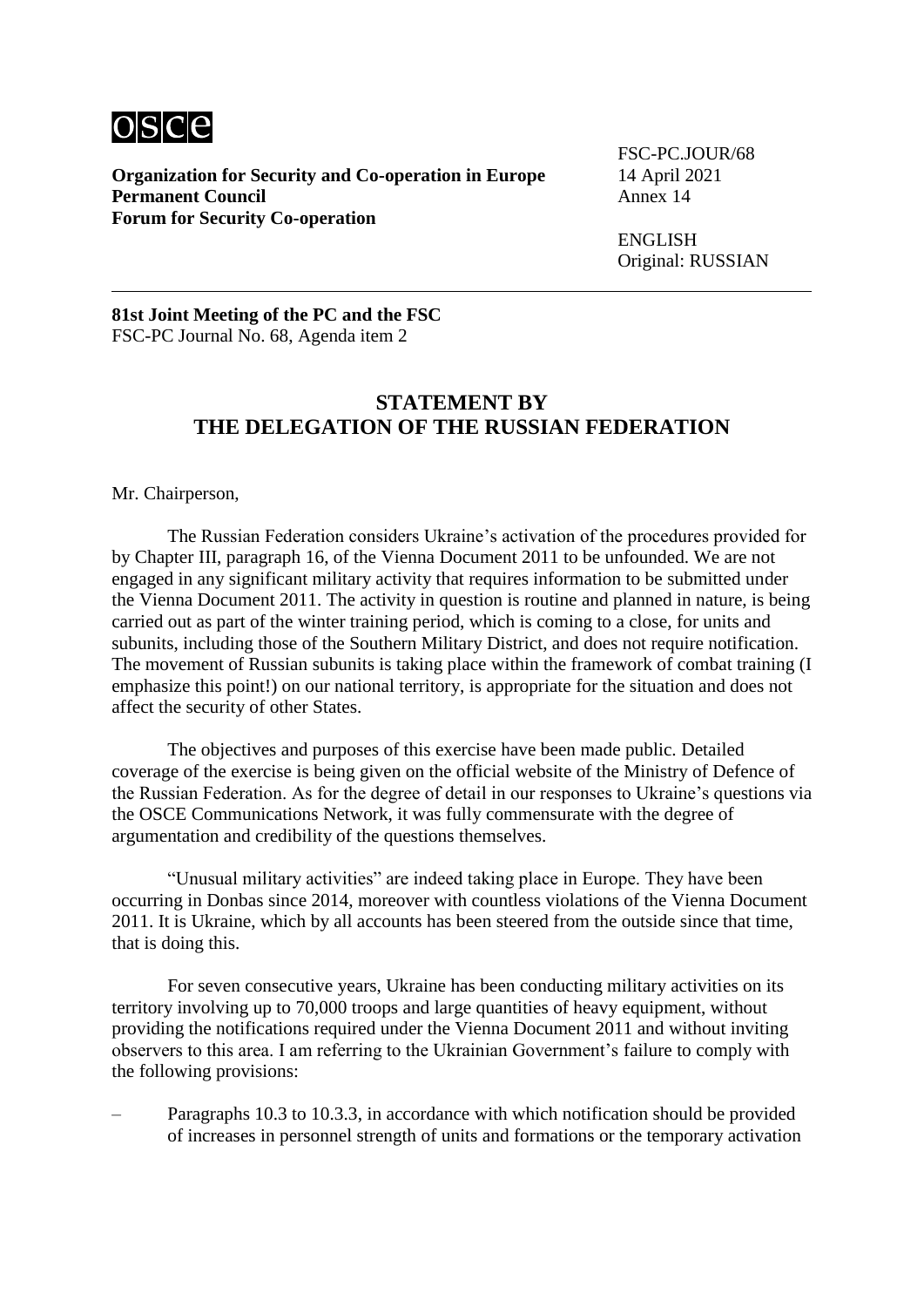**Organization for Security and Co-operation in Europe**
**Permanent Council**
**Forum for Security Co-operation**

FSC-PC.JOUR/68
14 April 2021
Annex 14

ENGLISH
Original: RUSSIAN

---

**81st Joint Meeting of the PC and the FSC**
FSC-PC Journal No. 68, Agenda item 2

## STATEMENT BY THE DELEGATION OF THE RUSSIAN FEDERATION

Mr. Chairperson,

The Russian Federation considers Ukraine's activation of the procedures provided for by Chapter III, paragraph 16, of the Vienna Document 2011 to be unfounded. We are not engaged in any significant military activity that requires information to be submitted under the Vienna Document 2011. The activity in question is routine and planned in nature, is being carried out as part of the winter training period, which is coming to a close, for units and subunits, including those of the Southern Military District, and does not require notification. The movement of Russian subunits is taking place within the framework of combat training (I emphasize this point!) on our national territory, is appropriate for the situation and does not affect the security of other States.

The objectives and purposes of this exercise have been made public. Detailed coverage of the exercise is being given on the official website of the Ministry of Defence of the Russian Federation. As for the degree of detail in our responses to Ukraine's questions via the OSCE Communications Network, it was fully commensurate with the degree of argumentation and credibility of the questions themselves.

"Unusual military activities" are indeed taking place in Europe. They have been occurring in Donbas since 2014, moreover with countless violations of the Vienna Document 2011. It is Ukraine, which by all accounts has been steered from the outside since that time, that is doing this.

For seven consecutive years, Ukraine has been conducting military activities on its territory involving up to 70,000 troops and large quantities of heavy equipment, without providing the notifications required under the Vienna Document 2011 and without inviting observers to this area. I am referring to the Ukrainian Government's failure to comply with the following provisions:

– Paragraphs 10.3 to 10.3.3, in accordance with which notification should be provided of increases in personnel strength of units and formations or the temporary activation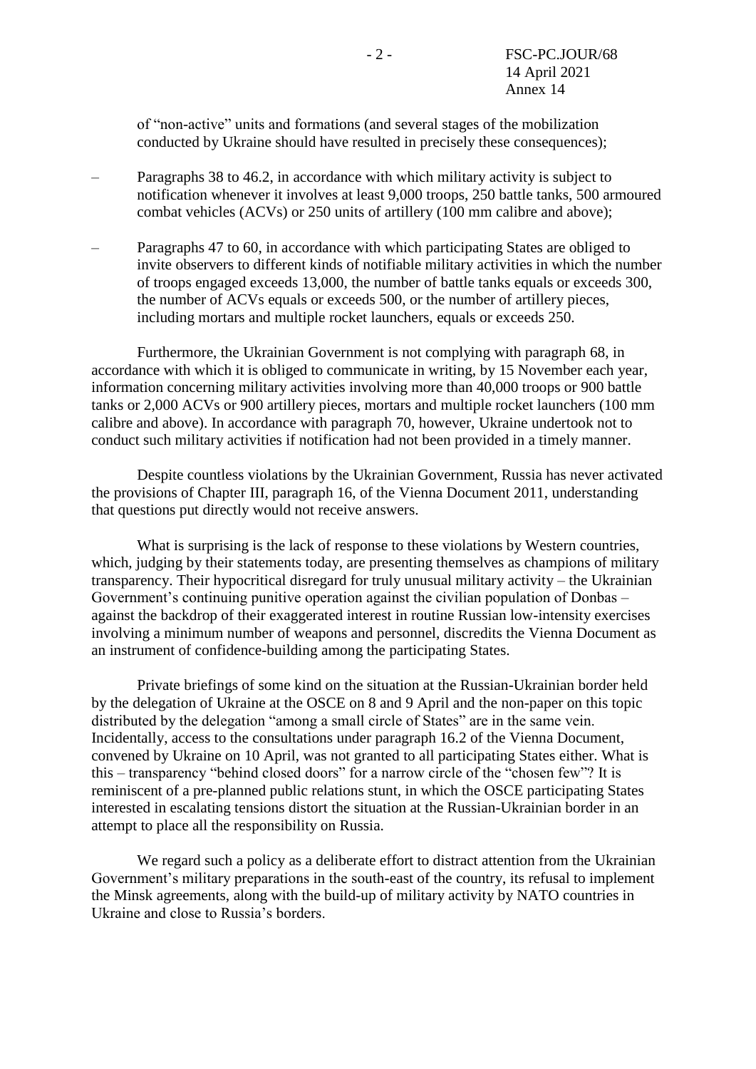of "non-active" units and formations (and several stages of the mobilization conducted by Ukraine should have resulted in precisely these consequences);

– Paragraphs 38 to 46.2, in accordance with which military activity is subject to notification whenever it involves at least 9,000 troops, 250 battle tanks, 500 armoured combat vehicles (ACVs) or 250 units of artillery (100 mm calibre and above);

– Paragraphs 47 to 60, in accordance with which participating States are obliged to invite observers to different kinds of notifiable military activities in which the number of troops engaged exceeds 13,000, the number of battle tanks equals or exceeds 300, the number of ACVs equals or exceeds 500, or the number of artillery pieces, including mortars and multiple rocket launchers, equals or exceeds 250.

Furthermore, the Ukrainian Government is not complying with paragraph 68, in accordance with which it is obliged to communicate in writing, by 15 November each year, information concerning military activities involving more than 40,000 troops or 900 battle tanks or 2,000 ACVs or 900 artillery pieces, mortars and multiple rocket launchers (100 mm calibre and above). In accordance with paragraph 70, however, Ukraine undertook not to conduct such military activities if notification had not been provided in a timely manner.

Despite countless violations by the Ukrainian Government, Russia has never activated the provisions of Chapter III, paragraph 16, of the Vienna Document 2011, understanding that questions put directly would not receive answers.

What is surprising is the lack of response to these violations by Western countries, which, judging by their statements today, are presenting themselves as champions of military transparency. Their hypocritical disregard for truly unusual military activity – the Ukrainian Government's continuing punitive operation against the civilian population of Donbas – against the backdrop of their exaggerated interest in routine Russian low-intensity exercises involving a minimum number of weapons and personnel, discredits the Vienna Document as an instrument of confidence-building among the participating States.

Private briefings of some kind on the situation at the Russian-Ukrainian border held by the delegation of Ukraine at the OSCE on 8 and 9 April and the non-paper on this topic distributed by the delegation "among a small circle of States" are in the same vein. Incidentally, access to the consultations under paragraph 16.2 of the Vienna Document, convened by Ukraine on 10 April, was not granted to all participating States either. What is this – transparency "behind closed doors" for a narrow circle of the "chosen few"? It is reminiscent of a pre-planned public relations stunt, in which the OSCE participating States interested in escalating tensions distort the situation at the Russian-Ukrainian border in an attempt to place all the responsibility on Russia.

We regard such a policy as a deliberate effort to distract attention from the Ukrainian Government's military preparations in the south-east of the country, its refusal to implement the Minsk agreements, along with the build-up of military activity by NATO countries in Ukraine and close to Russia's borders.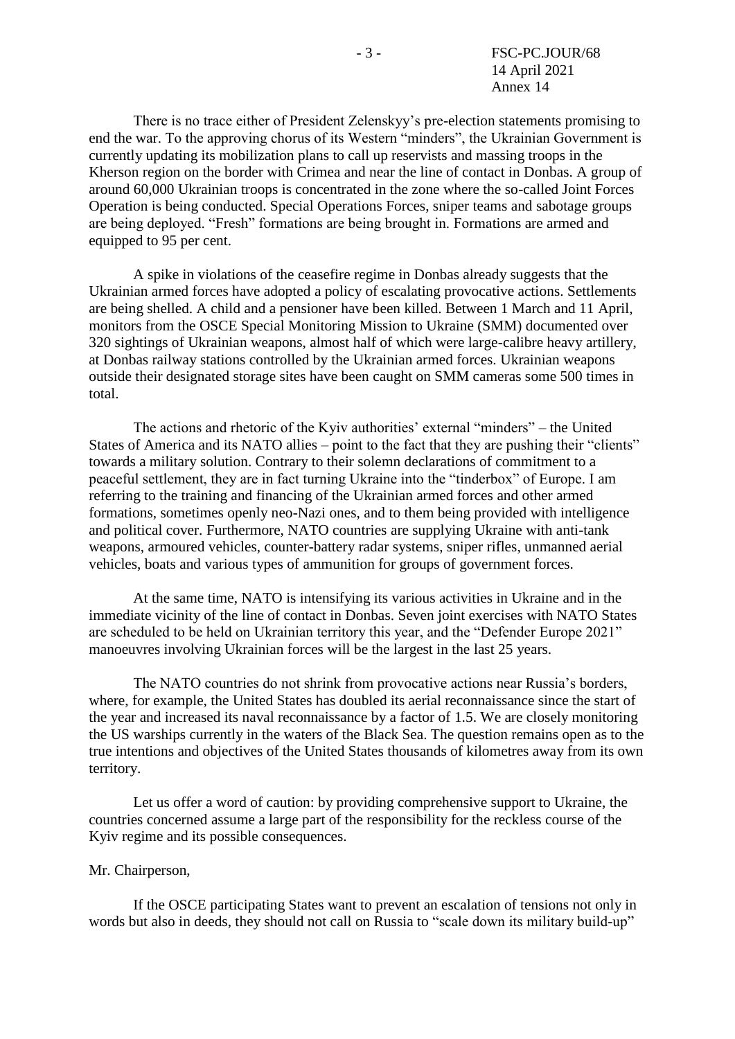There is no trace either of President Zelenskyy's pre-election statements promising to end the war. To the approving chorus of its Western "minders", the Ukrainian Government is currently updating its mobilization plans to call up reservists and massing troops in the Kherson region on the border with Crimea and near the line of contact in Donbas. A group of around 60,000 Ukrainian troops is concentrated in the zone where the so-called Joint Forces Operation is being conducted. Special Operations Forces, sniper teams and sabotage groups are being deployed. "Fresh" formations are being brought in. Formations are armed and equipped to 95 per cent.

A spike in violations of the ceasefire regime in Donbas already suggests that the Ukrainian armed forces have adopted a policy of escalating provocative actions. Settlements are being shelled. A child and a pensioner have been killed. Between 1 March and 11 April, monitors from the OSCE Special Monitoring Mission to Ukraine (SMM) documented over 320 sightings of Ukrainian weapons, almost half of which were large-calibre heavy artillery, at Donbas railway stations controlled by the Ukrainian armed forces. Ukrainian weapons outside their designated storage sites have been caught on SMM cameras some 500 times in total.

The actions and rhetoric of the Kyiv authorities' external "minders" – the United States of America and its NATO allies – point to the fact that they are pushing their "clients" towards a military solution. Contrary to their solemn declarations of commitment to a peaceful settlement, they are in fact turning Ukraine into the "tinderbox" of Europe. I am referring to the training and financing of the Ukrainian armed forces and other armed formations, sometimes openly neo-Nazi ones, and to them being provided with intelligence and political cover. Furthermore, NATO countries are supplying Ukraine with anti-tank weapons, armoured vehicles, counter-battery radar systems, sniper rifles, unmanned aerial vehicles, boats and various types of ammunition for groups of government forces.

At the same time, NATO is intensifying its various activities in Ukraine and in the immediate vicinity of the line of contact in Donbas. Seven joint exercises with NATO States are scheduled to be held on Ukrainian territory this year, and the "Defender Europe 2021" manoeuvres involving Ukrainian forces will be the largest in the last 25 years.

The NATO countries do not shrink from provocative actions near Russia's borders, where, for example, the United States has doubled its aerial reconnaissance since the start of the year and increased its naval reconnaissance by a factor of 1.5. We are closely monitoring the US warships currently in the waters of the Black Sea. The question remains open as to the true intentions and objectives of the United States thousands of kilometres away from its own territory.

Let us offer a word of caution: by providing comprehensive support to Ukraine, the countries concerned assume a large part of the responsibility for the reckless course of the Kyiv regime and its possible consequences.

Mr. Chairperson,

If the OSCE participating States want to prevent an escalation of tensions not only in words but also in deeds, they should not call on Russia to "scale down its military build-up"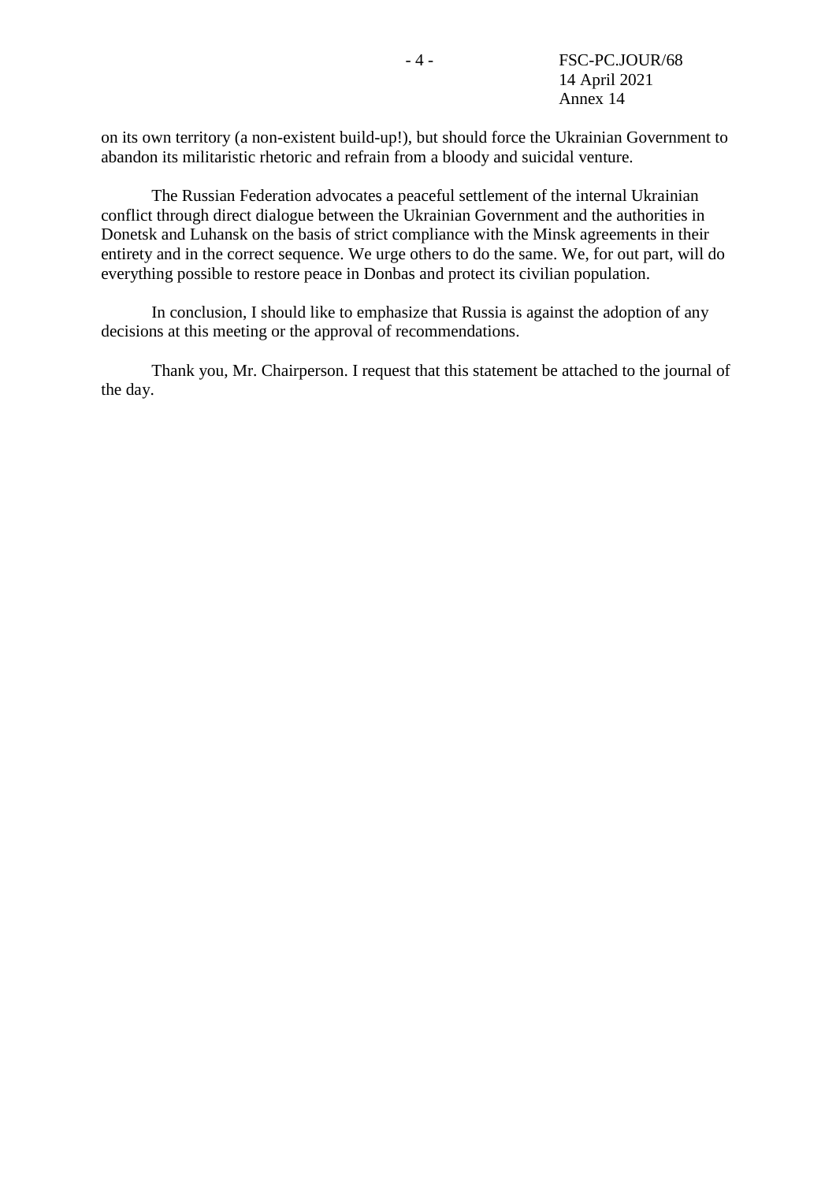on its own territory (a non-existent build-up!), but should force the Ukrainian Government to abandon its militaristic rhetoric and refrain from a bloody and suicidal venture.

The Russian Federation advocates a peaceful settlement of the internal Ukrainian conflict through direct dialogue between the Ukrainian Government and the authorities in Donetsk and Luhansk on the basis of strict compliance with the Minsk agreements in their entirety and in the correct sequence. We urge others to do the same. We, for out part, will do everything possible to restore peace in Donbas and protect its civilian population.

In conclusion, I should like to emphasize that Russia is against the adoption of any decisions at this meeting or the approval of recommendations.

Thank you, Mr. Chairperson. I request that this statement be attached to the journal of the day.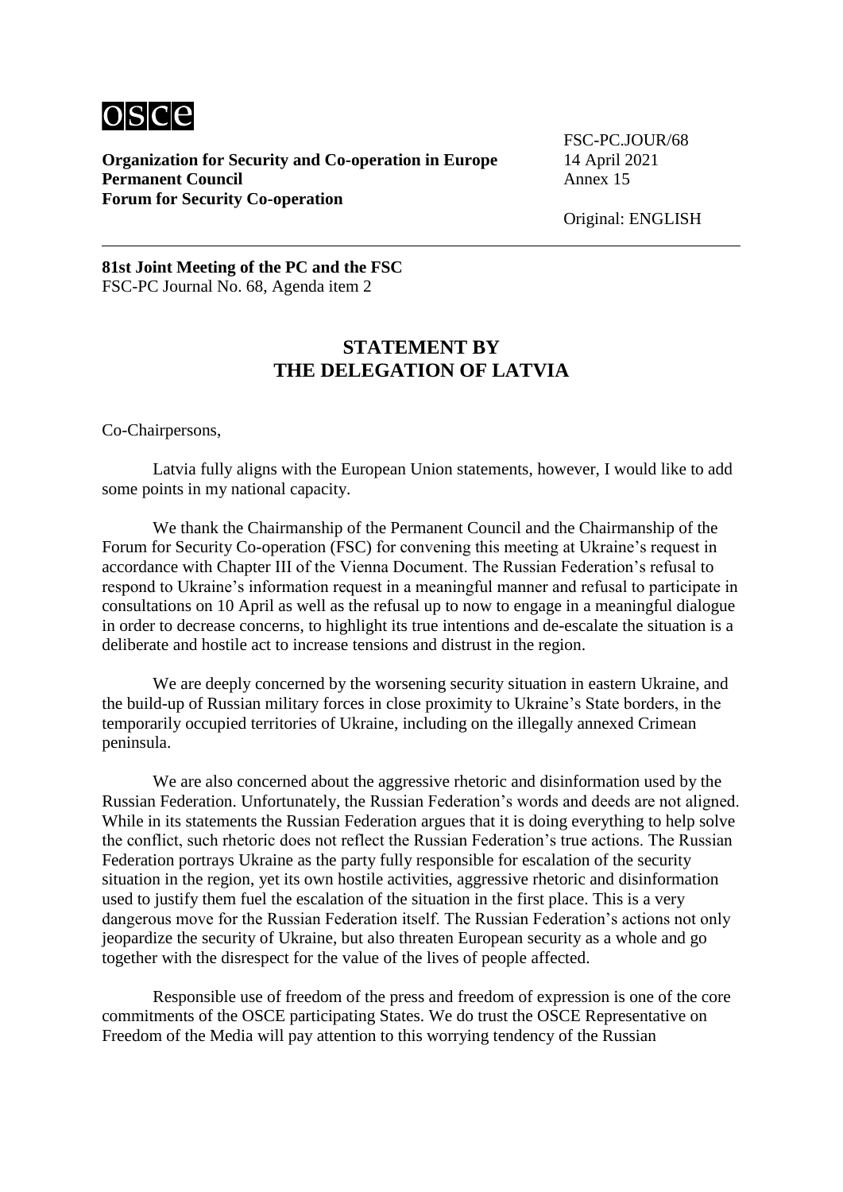**Organization for Security and Co-operation in Europe**
**Permanent Council**
**Forum for Security Co-operation**

FSC-PC.JOUR/68
14 April 2021
Annex 15

Original: ENGLISH

**81st Joint Meeting of the PC and the FSC**
FSC-PC Journal No. 68, Agenda item 2

## STATEMENT BY THE DELEGATION OF LATVIA

Co-Chairpersons,

Latvia fully aligns with the European Union statements, however, I would like to add some points in my national capacity.

We thank the Chairmanship of the Permanent Council and the Chairmanship of the Forum for Security Co-operation (FSC) for convening this meeting at Ukraine's request in accordance with Chapter III of the Vienna Document. The Russian Federation's refusal to respond to Ukraine's information request in a meaningful manner and refusal to participate in consultations on 10 April as well as the refusal up to now to engage in a meaningful dialogue in order to decrease concerns, to highlight its true intentions and de-escalate the situation is a deliberate and hostile act to increase tensions and distrust in the region.

We are deeply concerned by the worsening security situation in eastern Ukraine, and the build-up of Russian military forces in close proximity to Ukraine's State borders, in the temporarily occupied territories of Ukraine, including on the illegally annexed Crimean peninsula.

We are also concerned about the aggressive rhetoric and disinformation used by the Russian Federation. Unfortunately, the Russian Federation's words and deeds are not aligned. While in its statements the Russian Federation argues that it is doing everything to help solve the conflict, such rhetoric does not reflect the Russian Federation's true actions. The Russian Federation portrays Ukraine as the party fully responsible for escalation of the security situation in the region, yet its own hostile activities, aggressive rhetoric and disinformation used to justify them fuel the escalation of the situation in the first place. This is a very dangerous move for the Russian Federation itself. The Russian Federation's actions not only jeopardize the security of Ukraine, but also threaten European security as a whole and go together with the disrespect for the value of the lives of people affected.

Responsible use of freedom of the press and freedom of expression is one of the core commitments of the OSCE participating States. We do trust the OSCE Representative on Freedom of the Media will pay attention to this worrying tendency of the Russian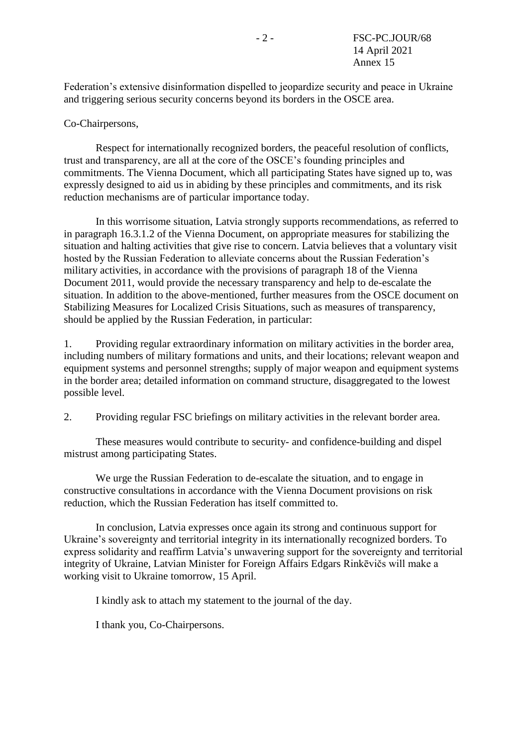Federation's extensive disinformation dispelled to jeopardize security and peace in Ukraine and triggering serious security concerns beyond its borders in the OSCE area.

Co-Chairpersons,

Respect for internationally recognized borders, the peaceful resolution of conflicts, trust and transparency, are all at the core of the OSCE's founding principles and commitments. The Vienna Document, which all participating States have signed up to, was expressly designed to aid us in abiding by these principles and commitments, and its risk reduction mechanisms are of particular importance today.

In this worrisome situation, Latvia strongly supports recommendations, as referred to in paragraph 16.3.1.2 of the Vienna Document, on appropriate measures for stabilizing the situation and halting activities that give rise to concern. Latvia believes that a voluntary visit hosted by the Russian Federation to alleviate concerns about the Russian Federation's military activities, in accordance with the provisions of paragraph 18 of the Vienna Document 2011, would provide the necessary transparency and help to de-escalate the situation. In addition to the above-mentioned, further measures from the OSCE document on Stabilizing Measures for Localized Crisis Situations, such as measures of transparency, should be applied by the Russian Federation, in particular:

1. Providing regular extraordinary information on military activities in the border area, including numbers of military formations and units, and their locations; relevant weapon and equipment systems and personnel strengths; supply of major weapon and equipment systems in the border area; detailed information on command structure, disaggregated to the lowest possible level.

2. Providing regular FSC briefings on military activities in the relevant border area.

These measures would contribute to security- and confidence-building and dispel mistrust among participating States.

We urge the Russian Federation to de-escalate the situation, and to engage in constructive consultations in accordance with the Vienna Document provisions on risk reduction, which the Russian Federation has itself committed to.

In conclusion, Latvia expresses once again its strong and continuous support for Ukraine's sovereignty and territorial integrity in its internationally recognized borders. To express solidarity and reaffirm Latvia's unwavering support for the sovereignty and territorial integrity of Ukraine, Latvian Minister for Foreign Affairs Edgars Rinkēvičs will make a working visit to Ukraine tomorrow, 15 April.

I kindly ask to attach my statement to the journal of the day.

I thank you, Co-Chairpersons.